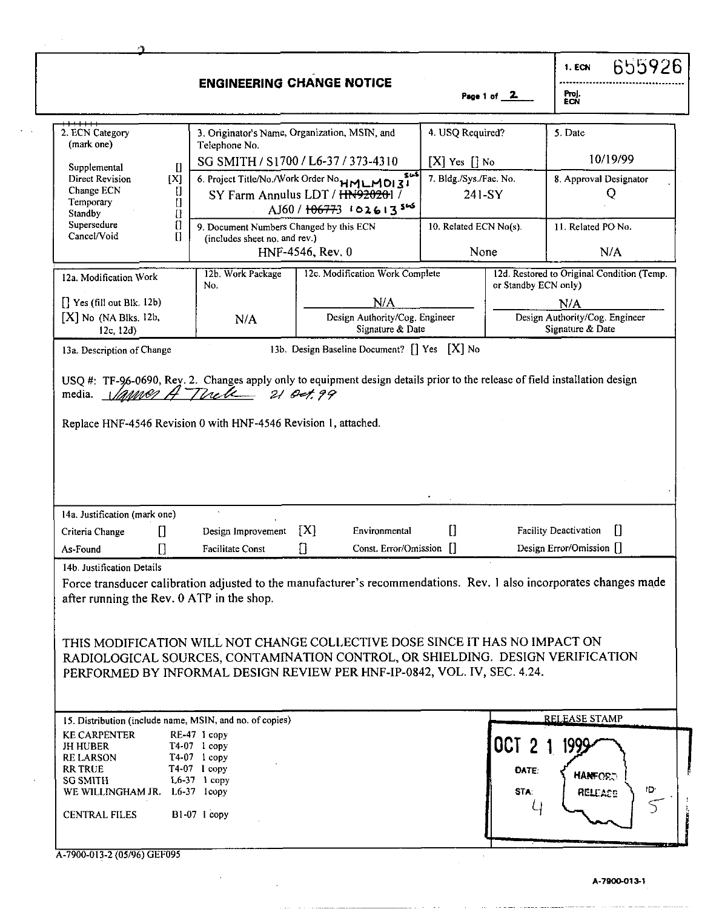# ENGINEERING CHANGE NOTICE

Page 1 of 2

1. ECN 655926

Proj. ECN

| 2. ECN Category (mark one) | 3. Originator's Name, Organization, MSIN, and Telephone No. | 4. USQ Required? | 5. Date |
|---|---|---|---|
| Supplemental [] | SG SMITH / S1700 / L6-37 / 373-4310 | [X] Yes [] No | 10/19/99 |
| Direct Revision [X] | 6. Project Title/No./Work Order No. HMLM0131 SGS | 7. Bldg./Sys./Fac. No. | 8. Approval Designator |
| Change ECN [] | SY Farm Annulus LDT / ~~HN920201~~ / | 241-SY | Q |
| Temporary [] | AJ60 / ~~106773~~ 102613 SGS | | |
| Standby [] | 9. Document Numbers Changed by this ECN (includes sheet no. and rev.) | 10. Related ECN No(s). | 11. Related PO No. |
| Supersedure [] | HNF-4546, Rev. 0 | None | N/A |
| Cancel/Void [] | | | |

| 12a. Modification Work | 12b. Work Package No. | 12c. Modification Work Complete | 12d. Restored to Original Condition (Temp. or Standby ECN only) |
|---|---|---|---|
| [] Yes (fill out Blk. 12b) | N/A | N/A | N/A |
| [X] No (NA Blks. 12b, 12c, 12d) | | Design Authority/Cog. Engineer Signature & Date | Design Authority/Cog. Engineer Signature & Date |

13a. Description of Change

13b. Design Baseline Document? [] Yes [X] No

USQ #: TF-96-0690, Rev. 2. Changes apply only to equipment design details prior to the release of field installation design media. *James A Trick* 21 Oct. 99

Replace HNF-4546 Revision 0 with HNF-4546 Revision 1, attached.

14a. Justification (mark one)

| | | | | | | | |
|---|---|---|---|---|---|---|---|
| Criteria Change | [] | Design Improvement | [X] | Environmental | [] | Facility Deactivation | [] |
| As-Found | [] | Facilitate Const | [] | Const. Error/Omission | [] | Design Error/Omission | [] |

14b. Justification Details

Force transducer calibration adjusted to the manufacturer's recommendations. Rev. 1 also incorporates changes made after running the Rev. 0 ATP in the shop.

THIS MODIFICATION WILL NOT CHANGE COLLECTIVE DOSE SINCE IT HAS NO IMPACT ON RADIOLOGICAL SOURCES, CONTAMINATION CONTROL, OR SHIELDING. DESIGN VERIFICATION PERFORMED BY INFORMAL DESIGN REVIEW PER HNF-IP-0842, VOL. IV, SEC. 4.24.

15. Distribution (include name, MSIN, and no. of copies)

| Name | MSIN | Copies |
|---|---|---|
| KE CARPENTER | RE-47 | 1 copy |
| JH HUBER | T4-07 | 1 copy |
| RE LARSON | T4-07 | 1 copy |
| RR TRUE | T4-07 | 1 copy |
| SG SMITH | L6-37 | 1 copy |
| WE WILLINGHAM JR. | L6-37 | 1copy |
| CENTRAL FILES | B1-07 | 1 copy |

RELEASE STAMP

OCT 2 1 1999

DATE: HANFORD RELEASE

STA: 4 ID: 5

A-7900-013-2 (05/96) GEF095

A-7900-013-1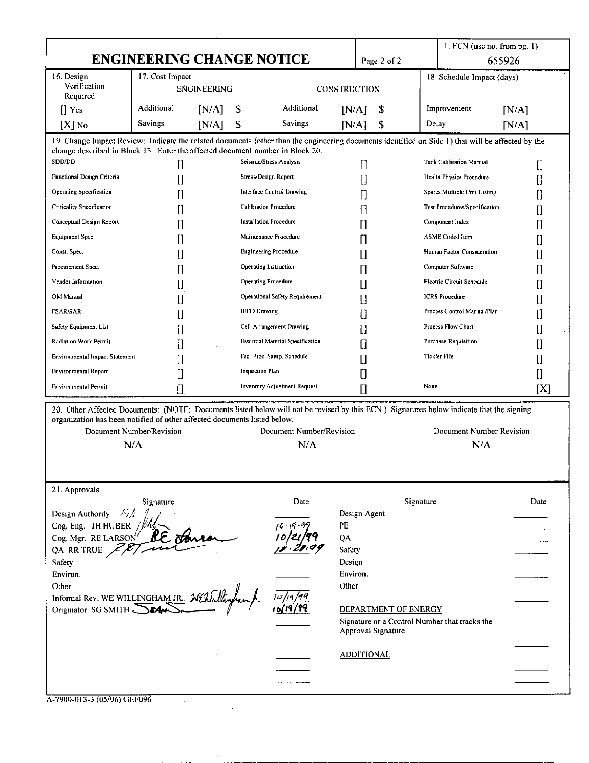# ENGINEERING CHANGE NOTICE

Page 2 of 2

1. ECN (use no. from pg. 1): 655926

| 16. Design Verification Required | 17. Cost Impact | | | | | | | | 18. Schedule Impact (days) | |
|---|---|---|---|---|---|---|---|---|---|---|
| | ENGINEERING | | | | CONSTRUCTION | | | | | |
| [] Yes | Additional | [N/A] | $ | | Additional | [N/A] | $ | | Improvement | [N/A] |
| [X] No | Savings | [N/A] | $ | | Savings | [N/A] | $ | | Delay | [N/A] |

19. Change Impact Review: Indicate the related documents (other than the engineering documents identified on Side 1) that will be affected by the change described in Block 13. Enter the affected document number in Block 20.

| | | | | | |
|---|---|---|---|---|---|
| SDD/DD | [] | Seismic/Stress Analysis | [] | Tank Calibration Manual | [] |
| Functional Design Criteria | [] | Stress/Design Report | [] | Health Physics Procedure | [] |
| Operating Specification | [] | Interface Control Drawing | [] | Spares Multiple Unit Listing | [] |
| Criticality Specification | [] | Calibration Procedure | [] | Test Procedures/Specification | [] |
| Conceptual Design Report | [] | Installation Procedure | [] | Component Index | [] |
| Equipment Spec. | [] | Maintenance Procedure | [] | ASME Coded Item | [] |
| Const. Spec. | [] | Engineering Procedure | [] | Human Factor Consideration | [] |
| Procurement Spec. | [] | Operating Instruction | [] | Computer Software | [] |
| Vendor Information | [] | Operating Procedure | [] | Electric Circuit Schedule | [] |
| OM Manual | [] | Operational Safety Requirement | [] | ICRS Procedure | [] |
| FSAR/SAR | [] | IEFD Drawing | [] | Process Control Manual/Plan | [] |
| Safety Equipment List | [] | Cell Arrangement Drawing | [] | Process Flow Chart | [] |
| Radiation Work Permit | [] | Essential Material Specification | [] | Purchase Requisition | [] |
| Environmental Impact Statement | [] | Fac. Proc. Samp. Schedule | [] | Tickler File | [] |
| Environmental Report | [] | Inspection Plan | [] | | [] |
| Environmental Permit | [] | Inventory Adjustment Request | [] | None | [X] |

20. Other Affected Documents: (NOTE: Documents listed below will not be revised by this ECN.) Signatures below indicate that the signing organization has been notified of other affected documents listed below.

| Document Number/Revision | Document Number/Revision | Document Number Revision |
|---|---|---|
| N/A | N/A | N/A |

21. Approvals

| | Signature | Date | | Signature | Date |
|---|---|---|---|---|---|
| Design Authority | N/A | | Design Agent | | |
| Cog. Eng. JH HUBER | | 10-19-99 | PE | | |
| Cog. Mgr. RE LARSON | RE Larson | 10/21/99 | QA | | |
| QA RR TRUE | | 10-21-99 | Safety | | |
| Safety | | | Design | | |
| Environ. | | | Environ. | | |
| Other | | | Other | | |
| Informal Rev. WE WILLINGHAM JR. | WE Willingham Jr. | 10/19/99 | | | |
| Originator SG SMITH | | 10/19/99 | DEPARTMENT OF ENERGY | | |
| | | | Signature or a Control Number that tracks the Approval Signature | | |
| | | | ADDITIONAL | | |

A-7900-013-3 (05/96) GEF096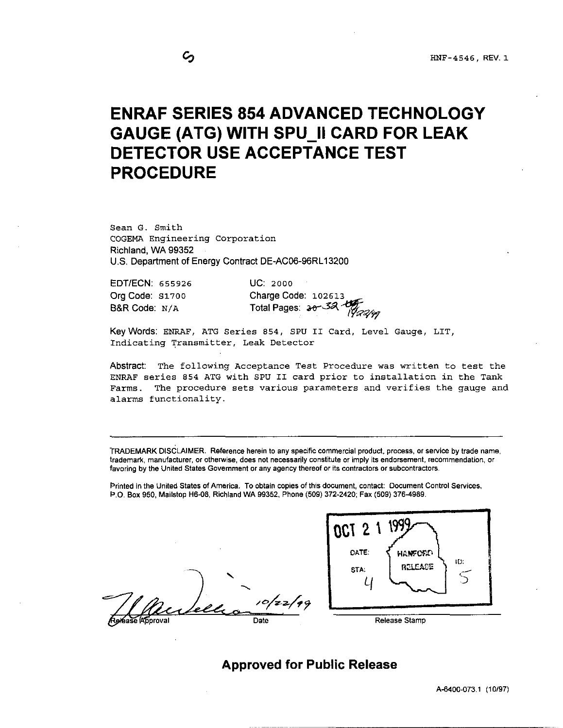# ENRAF SERIES 854 ADVANCED TECHNOLOGY GAUGE (ATG) WITH SPU_II CARD FOR LEAK DETECTOR USE ACCEPTANCE TEST PROCEDURE

Sean G. Smith
COGEMA Engineering Corporation
Richland, WA 99352
U.S. Department of Energy Contract DE-AC06-96RL13200

EDT/ECN: 655926 UC: 2000
Org Code: S1700 Charge Code: 102613
B&R Code: N/A Total Pages: ~~30~~ 32 10/22/99

Key Words: ENRAF, ATG Series 854, SPU II Card, Level Gauge, LIT, Indicating Transmitter, Leak Detector

Abstract: The following Acceptance Test Procedure was written to test the ENRAF series 854 ATG with SPU II card prior to installation in the Tank Farms. The procedure sets various parameters and verifies the gauge and alarms functionality.

---

TRADEMARK DISCLAIMER. Reference herein to any specific commercial product, process, or service by trade name, trademark, manufacturer, or otherwise, does not necessarily constitute or imply its endorsement, recommendation, or favoring by the United States Government or any agency thereof or its contractors or subcontractors.

Printed in the United States of America. To obtain copies of this document, contact: Document Control Services, P.O. Box 950, Mailstop H6-08, Richland WA 99352, Phone (509) 372-2420; Fax (509) 376-4989.

Release Approval 10/22/99 Date

OCT 21 1999
DATE: HANFORD RELEASE
STA: 4 ID: 5
Release Stamp

**Approved for Public Release**

A-6400-073.1 (10/97)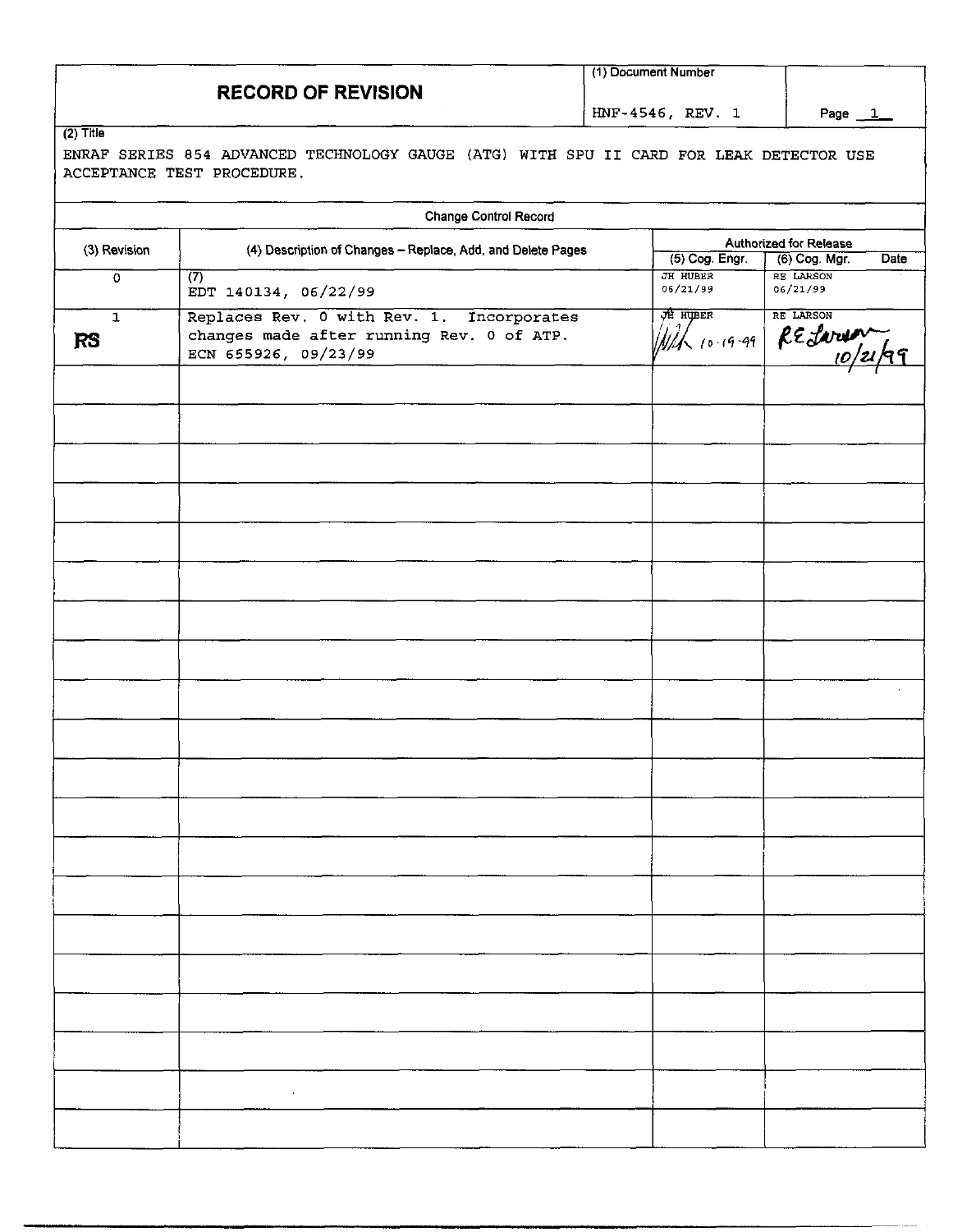# RECORD OF REVISION

(1) Document Number: HNF-4546, REV. 1

Page 1

(2) Title

ENRAF SERIES 854 ADVANCED TECHNOLOGY GAUGE (ATG) WITH SPU II CARD FOR LEAK DETECTOR USE ACCEPTANCE TEST PROCEDURE.

**Change Control Record**

| (3) Revision | (4) Description of Changes – Replace, Add, and Delete Pages | Authorized for Release | |
|---|---|---|---|
| | | (5) Cog. Engr. | (6) Cog. Mgr. Date |
| 0 | (7) EDT 140134, 06/22/99 | JH HUBER 06/21/99 | RE LARSON 06/21/99 |
| 1 RS | Replaces Rev. 0 with Rev. 1. Incorporates changes made after running Rev. 0 of ATP. ECN 655926, 09/23/99 | JH HUBER 10-19-99 | RE LARSON 10/21/99 |
| | | | |
| | | | |
| | | | |
| | | | |
| | | | |
| | | | |
| | | | |
| | | | |
| | | | |
| | | | |
| | | | |
| | | | |
| | | | |
| | | | |
| | | | |
| | | | |
| | | | |
| | | | |
| | | | |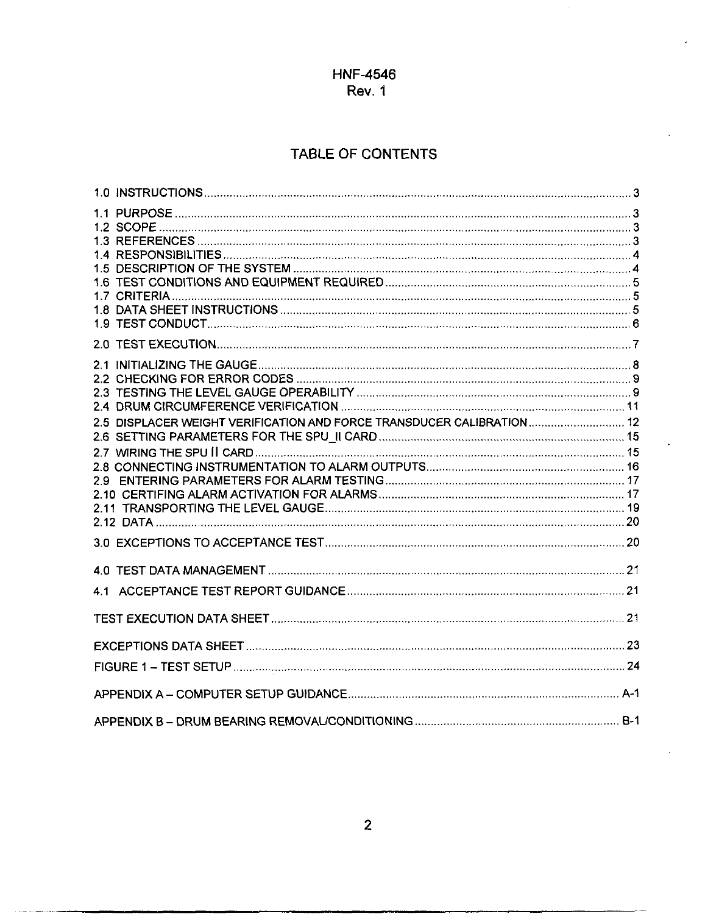HNF-4546
Rev. 1

# TABLE OF CONTENTS

1.0 INSTRUCTIONS .......... 3

1.1 PURPOSE .......... 3
1.2 SCOPE .......... 3
1.3 REFERENCES .......... 3
1.4 RESPONSIBILITIES .......... 4
1.5 DESCRIPTION OF THE SYSTEM .......... 4
1.6 TEST CONDITIONS AND EQUIPMENT REQUIRED .......... 5
1.7 CRITERIA .......... 5
1.8 DATA SHEET INSTRUCTIONS .......... 5
1.9 TEST CONDUCT .......... 6

2.0 TEST EXECUTION .......... 7

2.1 INITIALIZING THE GAUGE .......... 8
2.2 CHECKING FOR ERROR CODES .......... 9
2.3 TESTING THE LEVEL GAUGE OPERABILITY .......... 9
2.4 DRUM CIRCUMFERENCE VERIFICATION .......... 11
2.5 DISPLACER WEIGHT VERIFICATION AND FORCE TRANSDUCER CALIBRATION .......... 12
2.6 SETTING PARAMETERS FOR THE SPU_II CARD .......... 15
2.7 WIRING THE SPU II CARD .......... 15
2.8 CONNECTING INSTRUMENTATION TO ALARM OUTPUTS .......... 16
2.9 ENTERING PARAMETERS FOR ALARM TESTING .......... 17
2.10 CERTIFING ALARM ACTIVATION FOR ALARMS .......... 17
2.11 TRANSPORTING THE LEVEL GAUGE .......... 19
2.12 DATA .......... 20

3.0 EXCEPTIONS TO ACCEPTANCE TEST .......... 20

4.0 TEST DATA MANAGEMENT .......... 21

4.1 ACCEPTANCE TEST REPORT GUIDANCE .......... 21

TEST EXECUTION DATA SHEET .......... 21

EXCEPTIONS DATA SHEET .......... 23

FIGURE 1 – TEST SETUP .......... 24

APPENDIX A – COMPUTER SETUP GUIDANCE .......... A-1

APPENDIX B – DRUM BEARING REMOVAL/CONDITIONING .......... B-1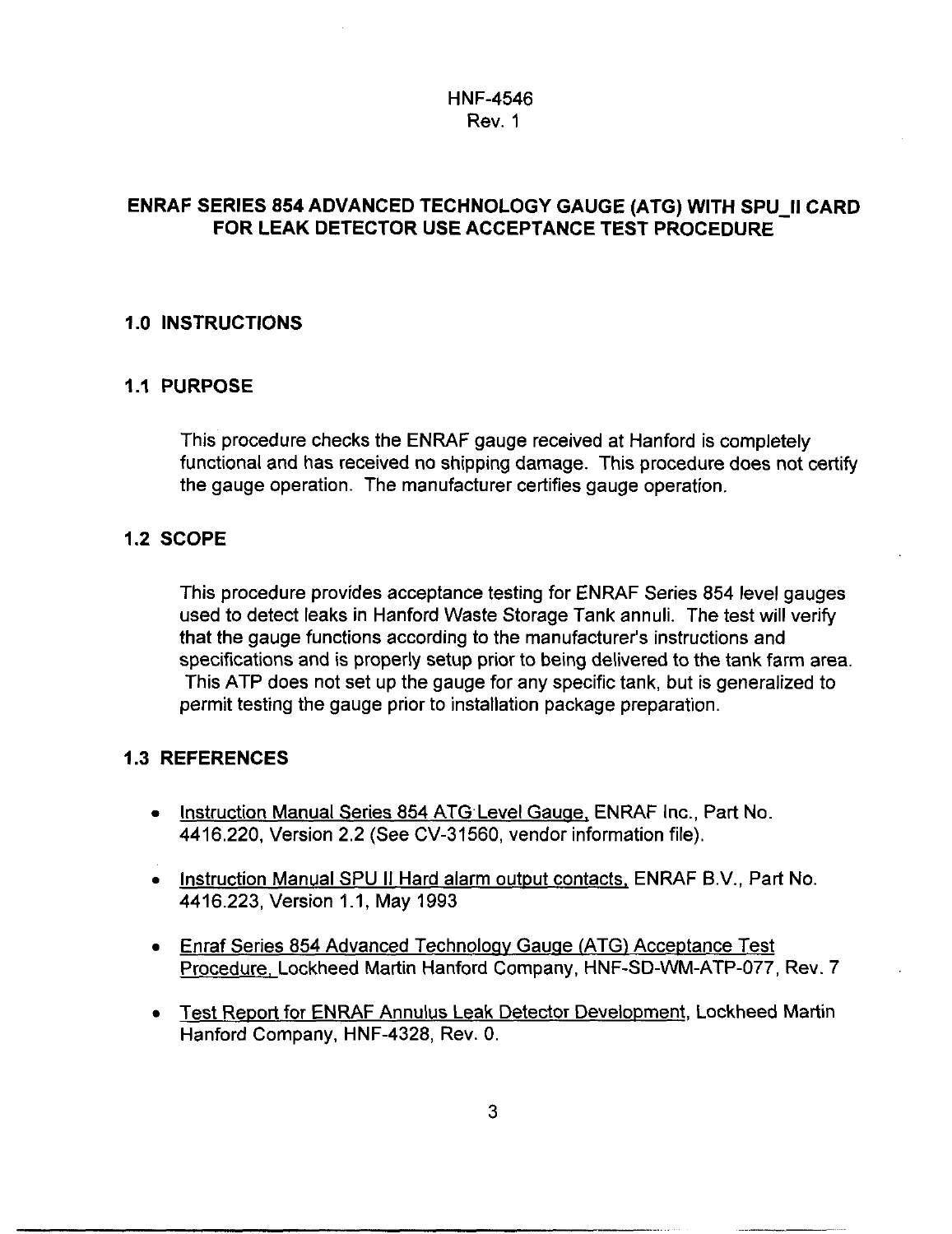# ENRAF SERIES 854 ADVANCED TECHNOLOGY GAUGE (ATG) WITH SPU_II CARD FOR LEAK DETECTOR USE ACCEPTANCE TEST PROCEDURE

## 1.0 INSTRUCTIONS

### 1.1 PURPOSE

This procedure checks the ENRAF gauge received at Hanford is completely functional and has received no shipping damage. This procedure does not certify the gauge operation. The manufacturer certifies gauge operation.

### 1.2 SCOPE

This procedure provides acceptance testing for ENRAF Series 854 level gauges used to detect leaks in Hanford Waste Storage Tank annuli. The test will verify that the gauge functions according to the manufacturer's instructions and specifications and is properly setup prior to being delivered to the tank farm area. This ATP does not set up the gauge for any specific tank, but is generalized to permit testing the gauge prior to installation package preparation.

### 1.3 REFERENCES

- Instruction Manual Series 854 ATG Level Gauge, ENRAF Inc., Part No. 4416.220, Version 2.2 (See CV-31560, vendor information file).
- Instruction Manual SPU II Hard alarm output contacts, ENRAF B.V., Part No. 4416.223, Version 1.1, May 1993
- Enraf Series 854 Advanced Technology Gauge (ATG) Acceptance Test Procedure, Lockheed Martin Hanford Company, HNF-SD-WM-ATP-077, Rev. 7
- Test Report for ENRAF Annulus Leak Detector Development, Lockheed Martin Hanford Company, HNF-4328, Rev. 0.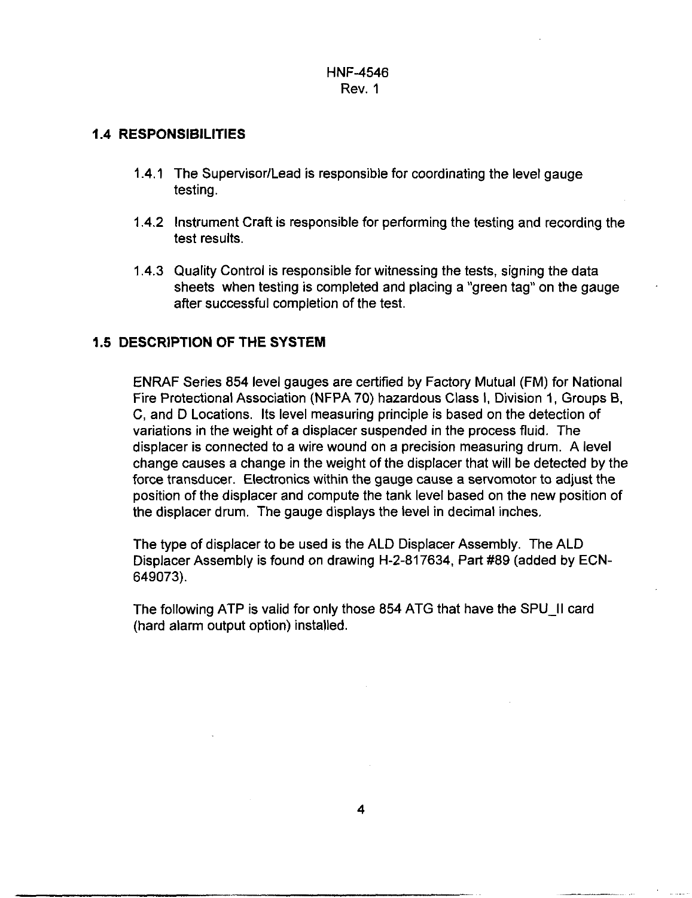## 1.4 RESPONSIBILITIES

1.4.1 The Supervisor/Lead is responsible for coordinating the level gauge testing.

1.4.2 Instrument Craft is responsible for performing the testing and recording the test results.

1.4.3 Quality Control is responsible for witnessing the tests, signing the data sheets when testing is completed and placing a "green tag" on the gauge after successful completion of the test.

## 1.5 DESCRIPTION OF THE SYSTEM

ENRAF Series 854 level gauges are certified by Factory Mutual (FM) for National Fire Protectional Association (NFPA 70) hazardous Class I, Division 1, Groups B, C, and D Locations. Its level measuring principle is based on the detection of variations in the weight of a displacer suspended in the process fluid. The displacer is connected to a wire wound on a precision measuring drum. A level change causes a change in the weight of the displacer that will be detected by the force transducer. Electronics within the gauge cause a servomotor to adjust the position of the displacer and compute the tank level based on the new position of the displacer drum. The gauge displays the level in decimal inches.

The type of displacer to be used is the ALD Displacer Assembly. The ALD Displacer Assembly is found on drawing H-2-817634, Part #89 (added by ECN-649073).

The following ATP is valid for only those 854 ATG that have the SPU_II card (hard alarm output option) installed.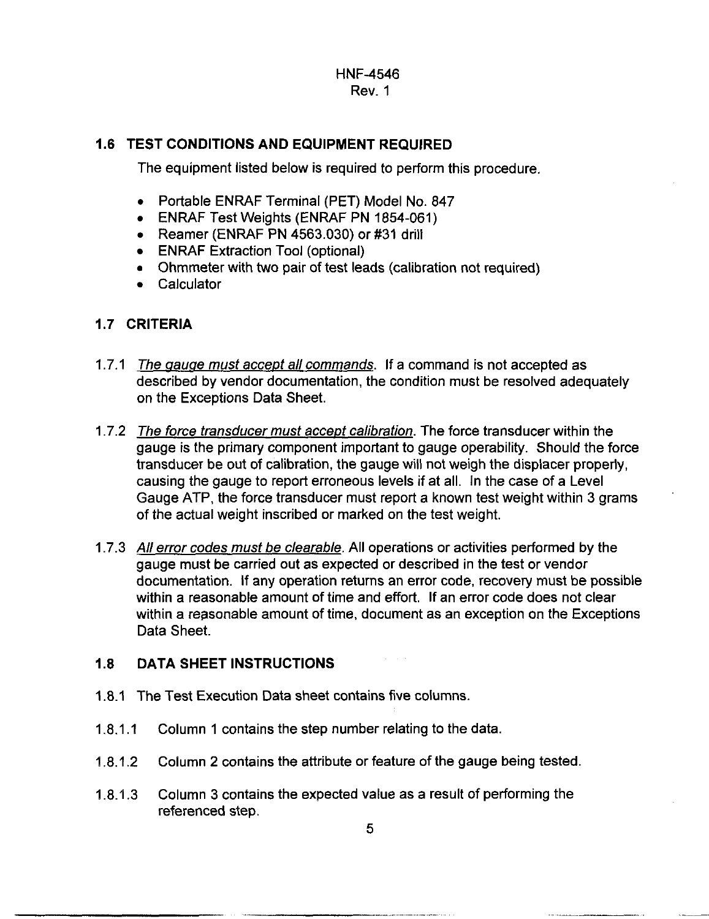## 1.6 TEST CONDITIONS AND EQUIPMENT REQUIRED

The equipment listed below is required to perform this procedure.

- Portable ENRAF Terminal (PET) Model No. 847
- ENRAF Test Weights (ENRAF PN 1854-061)
- Reamer (ENRAF PN 4563.030) or #31 drill
- ENRAF Extraction Tool (optional)
- Ohmmeter with two pair of test leads (calibration not required)
- Calculator

## 1.7 CRITERIA

1.7.1 *The gauge must accept all commands*. If a command is not accepted as described by vendor documentation, the condition must be resolved adequately on the Exceptions Data Sheet.

1.7.2 *The force transducer must accept calibration*. The force transducer within the gauge is the primary component important to gauge operability. Should the force transducer be out of calibration, the gauge will not weigh the displacer properly, causing the gauge to report erroneous levels if at all. In the case of a Level Gauge ATP, the force transducer must report a known test weight within 3 grams of the actual weight inscribed or marked on the test weight.

1.7.3 *All error codes must be clearable*. All operations or activities performed by the gauge must be carried out as expected or described in the test or vendor documentation. If any operation returns an error code, recovery must be possible within a reasonable amount of time and effort. If an error code does not clear within a reasonable amount of time, document as an exception on the Exceptions Data Sheet.

## 1.8 DATA SHEET INSTRUCTIONS

1.8.1 The Test Execution Data sheet contains five columns.

1.8.1.1 Column 1 contains the step number relating to the data.

1.8.1.2 Column 2 contains the attribute or feature of the gauge being tested.

1.8.1.3 Column 3 contains the expected value as a result of performing the referenced step.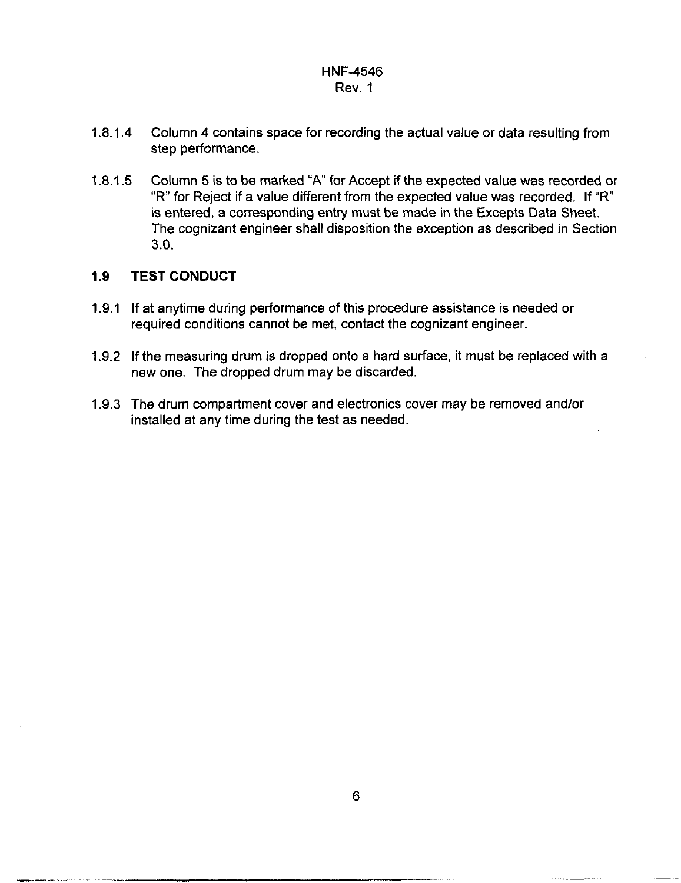1.8.1.4 Column 4 contains space for recording the actual value or data resulting from step performance.

1.8.1.5 Column 5 is to be marked "A" for Accept if the expected value was recorded or "R" for Reject if a value different from the expected value was recorded. If "R" is entered, a corresponding entry must be made in the Excepts Data Sheet. The cognizant engineer shall disposition the exception as described in Section 3.0.

## 1.9 TEST CONDUCT

1.9.1 If at anytime during performance of this procedure assistance is needed or required conditions cannot be met, contact the cognizant engineer.

1.9.2 If the measuring drum is dropped onto a hard surface, it must be replaced with a new one. The dropped drum may be discarded.

1.9.3 The drum compartment cover and electronics cover may be removed and/or installed at any time during the test as needed.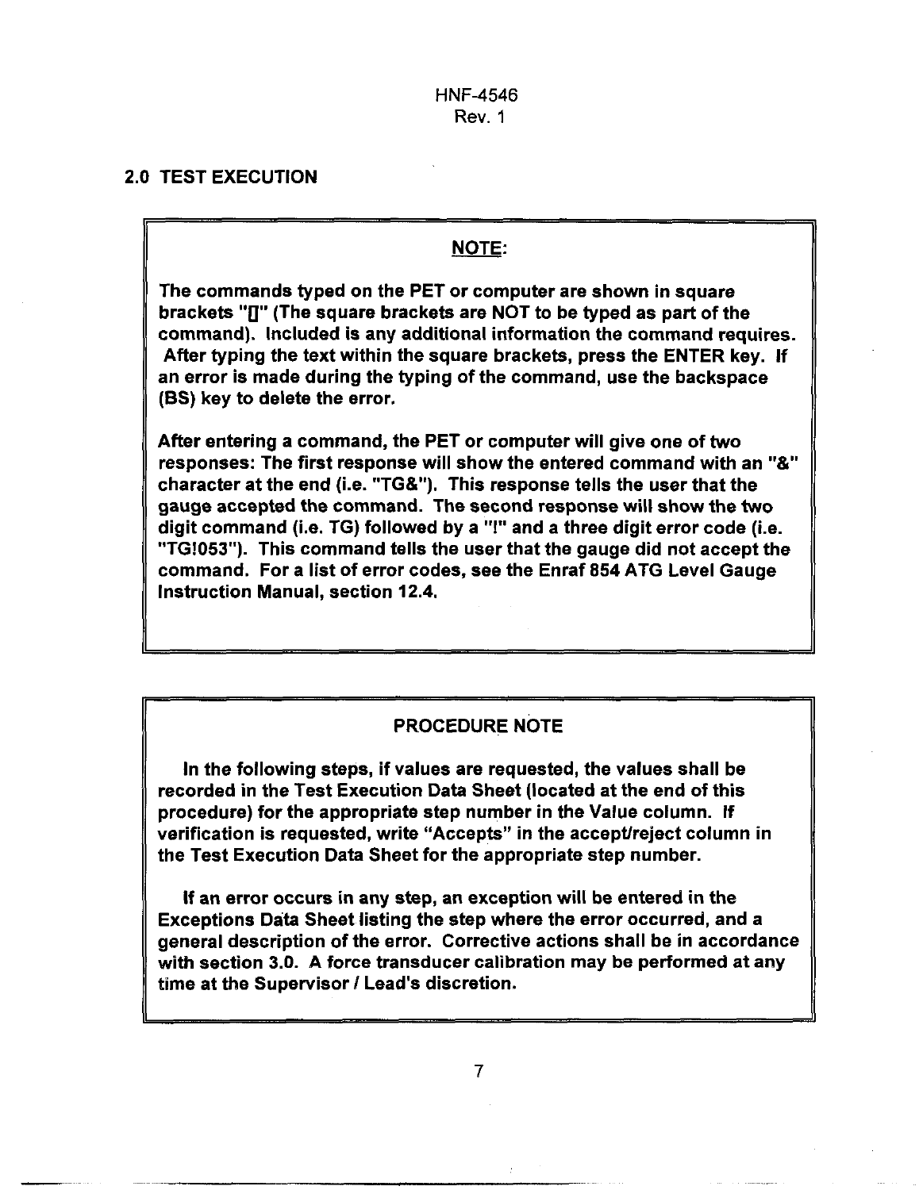## 2.0 TEST EXECUTION

**NOTE:**

**The commands typed on the PET or computer are shown in square brackets "[]" (The square brackets are NOT to be typed as part of the command). Included is any additional information the command requires. After typing the text within the square brackets, press the ENTER key. If an error is made during the typing of the command, use the backspace (BS) key to delete the error.**

**After entering a command, the PET or computer will give one of two responses: The first response will show the entered command with an "&" character at the end (i.e. "TG&"). This response tells the user that the gauge accepted the command. The second response will show the two digit command (i.e. TG) followed by a "!" and a three digit error code (i.e. "TG!053"). This command tells the user that the gauge did not accept the command. For a list of error codes, see the Enraf 854 ATG Level Gauge Instruction Manual, section 12.4.**

**PROCEDURE NOTE**

**In the following steps, if values are requested, the values shall be recorded in the Test Execution Data Sheet (located at the end of this procedure) for the appropriate step number in the Value column. If verification is requested, write "Accepts" in the accept/reject column in the Test Execution Data Sheet for the appropriate step number.**

**If an error occurs in any step, an exception will be entered in the Exceptions Data Sheet listing the step where the error occurred, and a general description of the error. Corrective actions shall be in accordance with section 3.0. A force transducer calibration may be performed at any time at the Supervisor / Lead's discretion.**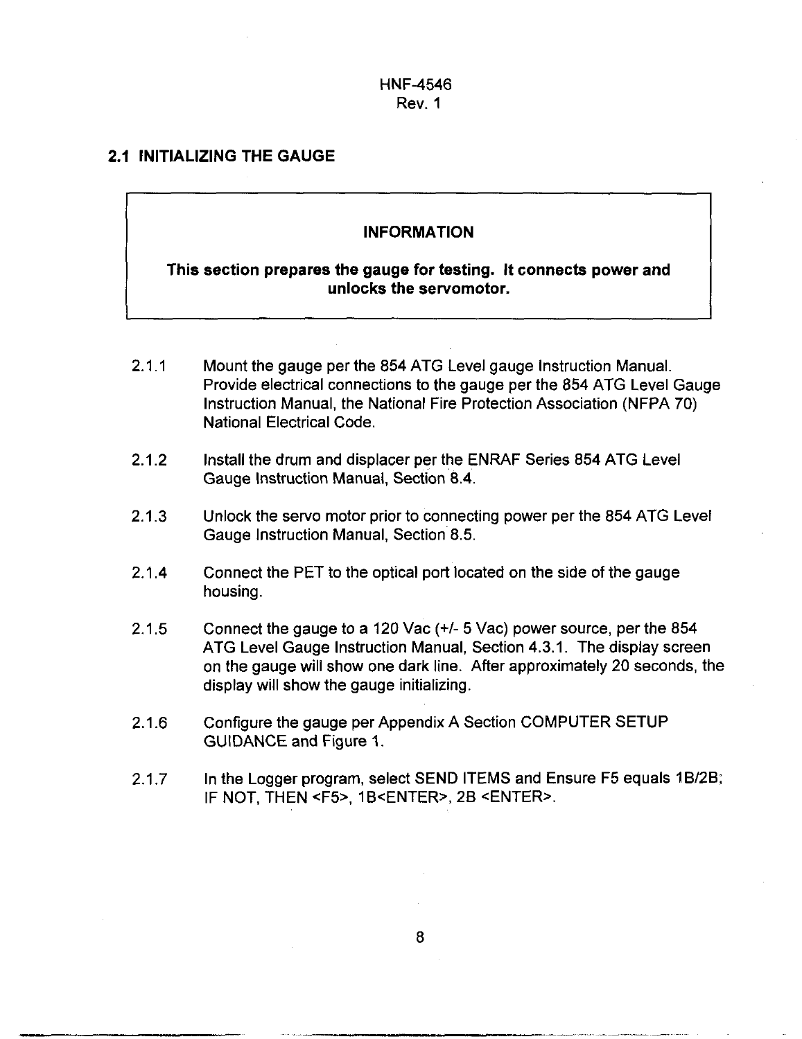## 2.1 INITIALIZING THE GAUGE

> **INFORMATION**
>
> **This section prepares the gauge for testing. It connects power and unlocks the servomotor.**

2.1.1 Mount the gauge per the 854 ATG Level gauge Instruction Manual. Provide electrical connections to the gauge per the 854 ATG Level Gauge Instruction Manual, the National Fire Protection Association (NFPA 70) National Electrical Code.

2.1.2 Install the drum and displacer per the ENRAF Series 854 ATG Level Gauge Instruction Manual, Section 8.4.

2.1.3 Unlock the servo motor prior to connecting power per the 854 ATG Level Gauge Instruction Manual, Section 8.5.

2.1.4 Connect the PET to the optical port located on the side of the gauge housing.

2.1.5 Connect the gauge to a 120 Vac (+/- 5 Vac) power source, per the 854 ATG Level Gauge Instruction Manual, Section 4.3.1. The display screen on the gauge will show one dark line. After approximately 20 seconds, the display will show the gauge initializing.

2.1.6 Configure the gauge per Appendix A Section COMPUTER SETUP GUIDANCE and Figure 1.

2.1.7 In the Logger program, select SEND ITEMS and Ensure F5 equals 1B/2B; IF NOT, THEN <F5>, 1B<ENTER>, 2B <ENTER>.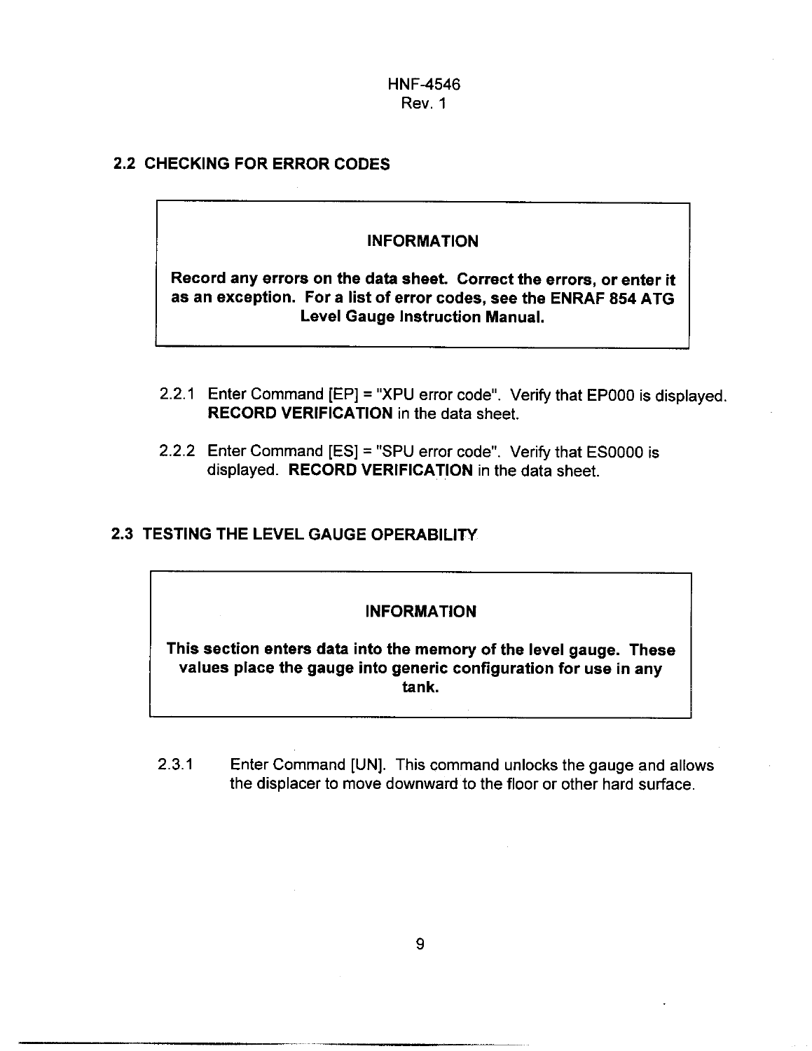## 2.2 CHECKING FOR ERROR CODES

> **INFORMATION**
>
> **Record any errors on the data sheet. Correct the errors, or enter it as an exception. For a list of error codes, see the ENRAF 854 ATG Level Gauge Instruction Manual.**

2.2.1 Enter Command [EP] = "XPU error code". Verify that EP000 is displayed. **RECORD VERIFICATION** in the data sheet.

2.2.2 Enter Command [ES] = "SPU error code". Verify that ES0000 is displayed. **RECORD VERIFICATION** in the data sheet.

## 2.3 TESTING THE LEVEL GAUGE OPERABILITY

> **INFORMATION**
>
> **This section enters data into the memory of the level gauge. These values place the gauge into generic configuration for use in any tank.**

2.3.1 Enter Command [UN]. This command unlocks the gauge and allows the displacer to move downward to the floor or other hard surface.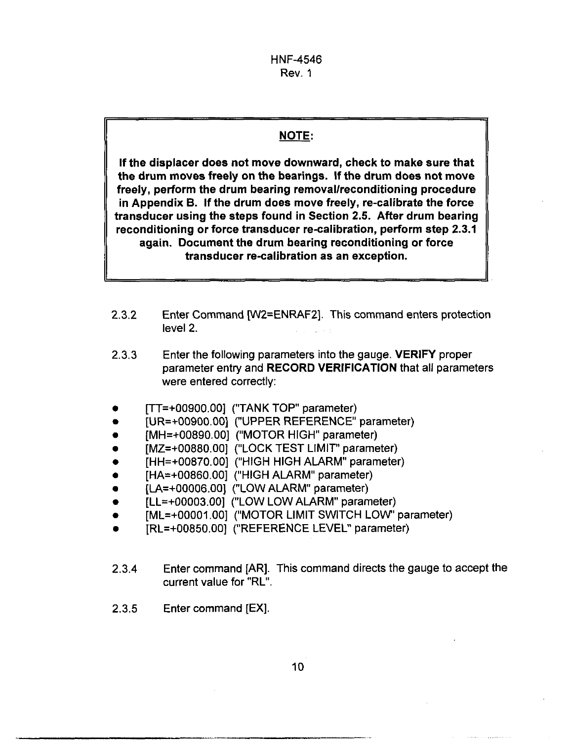**NOTE:**

**If the displacer does not move downward, check to make sure that the drum moves freely on the bearings. If the drum does not move freely, perform the drum bearing removal/reconditioning procedure in Appendix B. If the drum does move freely, re-calibrate the force transducer using the steps found in Section 2.5. After drum bearing reconditioning or force transducer re-calibration, perform step 2.3.1 again. Document the drum bearing reconditioning or force transducer re-calibration as an exception.**

2.3.2 Enter Command [W2=ENRAF2]. This command enters protection level 2.

2.3.3 Enter the following parameters into the gauge. **VERIFY** proper parameter entry and **RECORD VERIFICATION** that all parameters were entered correctly:

- [TT=+00900.00] ("TANK TOP" parameter)
- [UR=+00900.00] ("UPPER REFERENCE" parameter)
- [MH=+00890.00] ("MOTOR HIGH" parameter)
- [MZ=+00880.00] ("LOCK TEST LIMIT" parameter)
- [HH=+00870.00] ("HIGH HIGH ALARM" parameter)
- [HA=+00860.00] ("HIGH ALARM" parameter)
- [LA=+00006.00] ("LOW ALARM" parameter)
- [LL=+00003.00] ("LOW LOW ALARM" parameter)
- [ML=+00001.00] ("MOTOR LIMIT SWITCH LOW" parameter)
- [RL=+00850.00] ("REFERENCE LEVEL" parameter)

2.3.4 Enter command [AR]. This command directs the gauge to accept the current value for "RL".

2.3.5 Enter command [EX].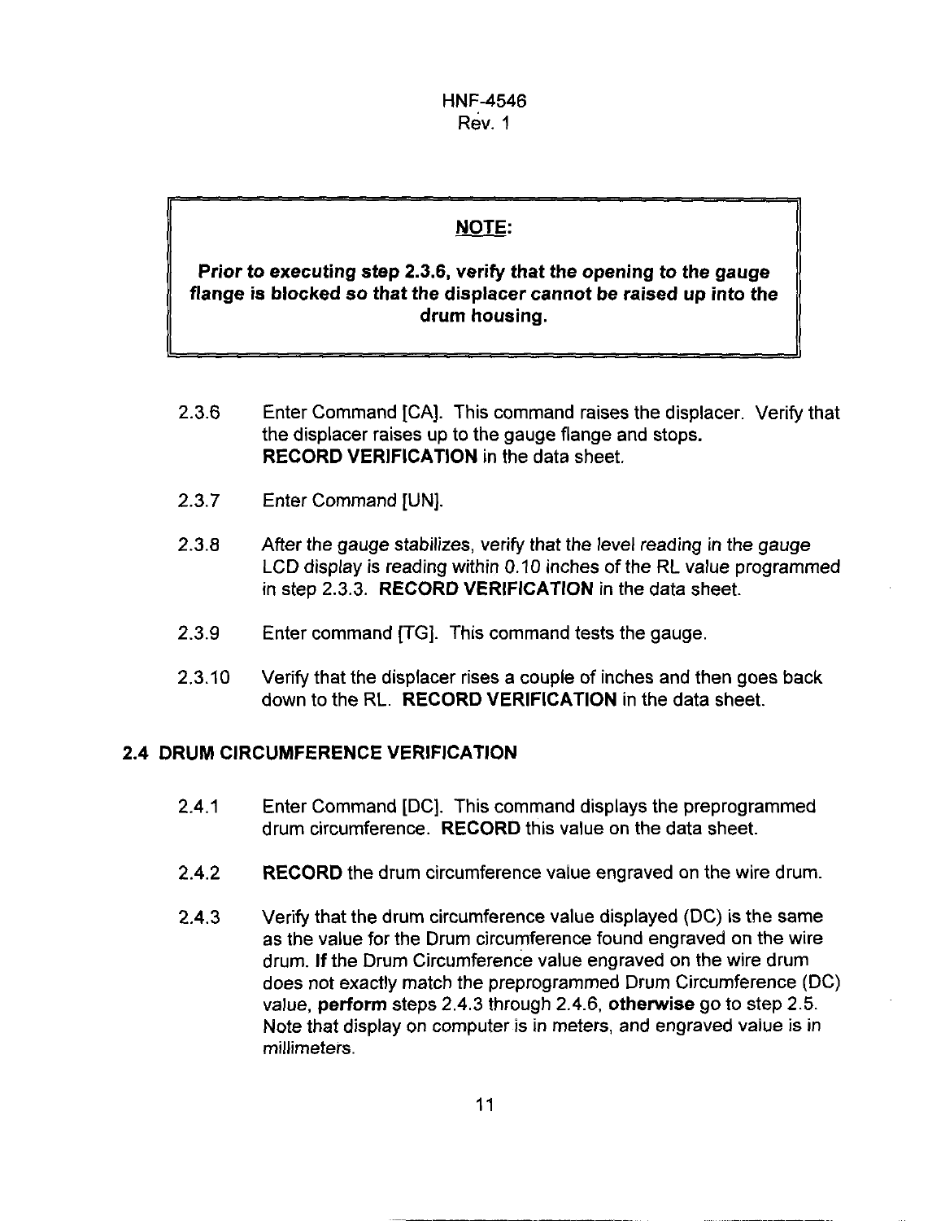**NOTE:**

**Prior to executing step 2.3.6, verify that the opening to the gauge flange is blocked so that the displacer cannot be raised up into the drum housing.**

2.3.6 Enter Command [CA]. This command raises the displacer. Verify that the displacer raises up to the gauge flange and stops. **RECORD VERIFICATION** in the data sheet.

2.3.7 Enter Command [UN].

2.3.8 After the gauge stabilizes, verify that the level reading in the gauge LCD display is reading within 0.10 inches of the RL value programmed in step 2.3.3. **RECORD VERIFICATION** in the data sheet.

2.3.9 Enter command [TG]. This command tests the gauge.

2.3.10 Verify that the displacer rises a couple of inches and then goes back down to the RL. **RECORD VERIFICATION** in the data sheet.

## 2.4 DRUM CIRCUMFERENCE VERIFICATION

2.4.1 Enter Command [DC]. This command displays the preprogrammed drum circumference. **RECORD** this value on the data sheet.

2.4.2 **RECORD** the drum circumference value engraved on the wire drum.

2.4.3 Verify that the drum circumference value displayed (DC) is the same as the value for the Drum circumference found engraved on the wire drum. **If** the Drum Circumference value engraved on the wire drum does not exactly match the preprogrammed Drum Circumference (DC) value, **perform** steps 2.4.3 through 2.4.6, **otherwise** go to step 2.5. Note that display on computer is in meters, and engraved value is in millimeters.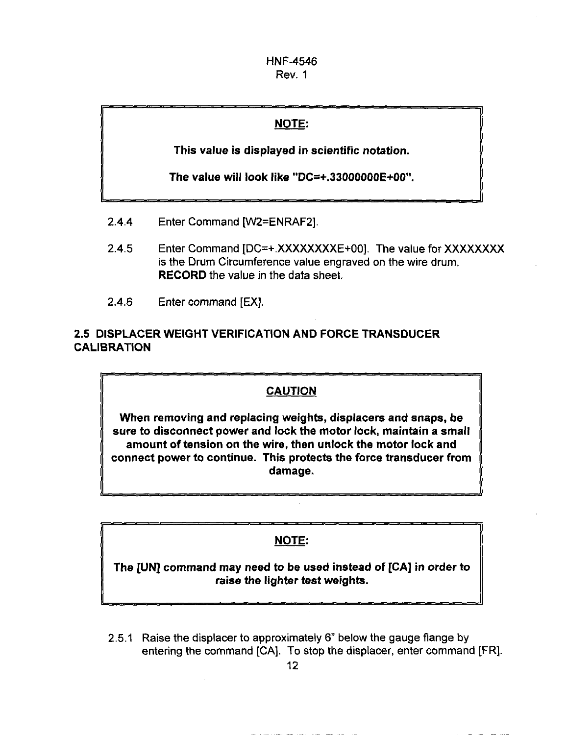**NOTE:**

**This value is displayed in scientific notation.**

**The value will look like "DC=+.33000000E+00".**

2.4.4 Enter Command [W2=ENRAF2].

2.4.5 Enter Command [DC=+.XXXXXXXXE+00]. The value for XXXXXXXX is the Drum Circumference value engraved on the wire drum. **RECORD** the value in the data sheet.

2.4.6 Enter command [EX].

## 2.5 DISPLACER WEIGHT VERIFICATION AND FORCE TRANSDUCER CALIBRATION

**CAUTION**

**When removing and replacing weights, displacers and snaps, be sure to disconnect power and lock the motor lock, maintain a small amount of tension on the wire, then unlock the motor lock and connect power to continue. This protects the force transducer from damage.**

**NOTE:**

**The [UN] command may need to be used instead of [CA] in order to raise the lighter test weights.**

2.5.1 Raise the displacer to approximately 6" below the gauge flange by entering the command [CA]. To stop the displacer, enter command [FR].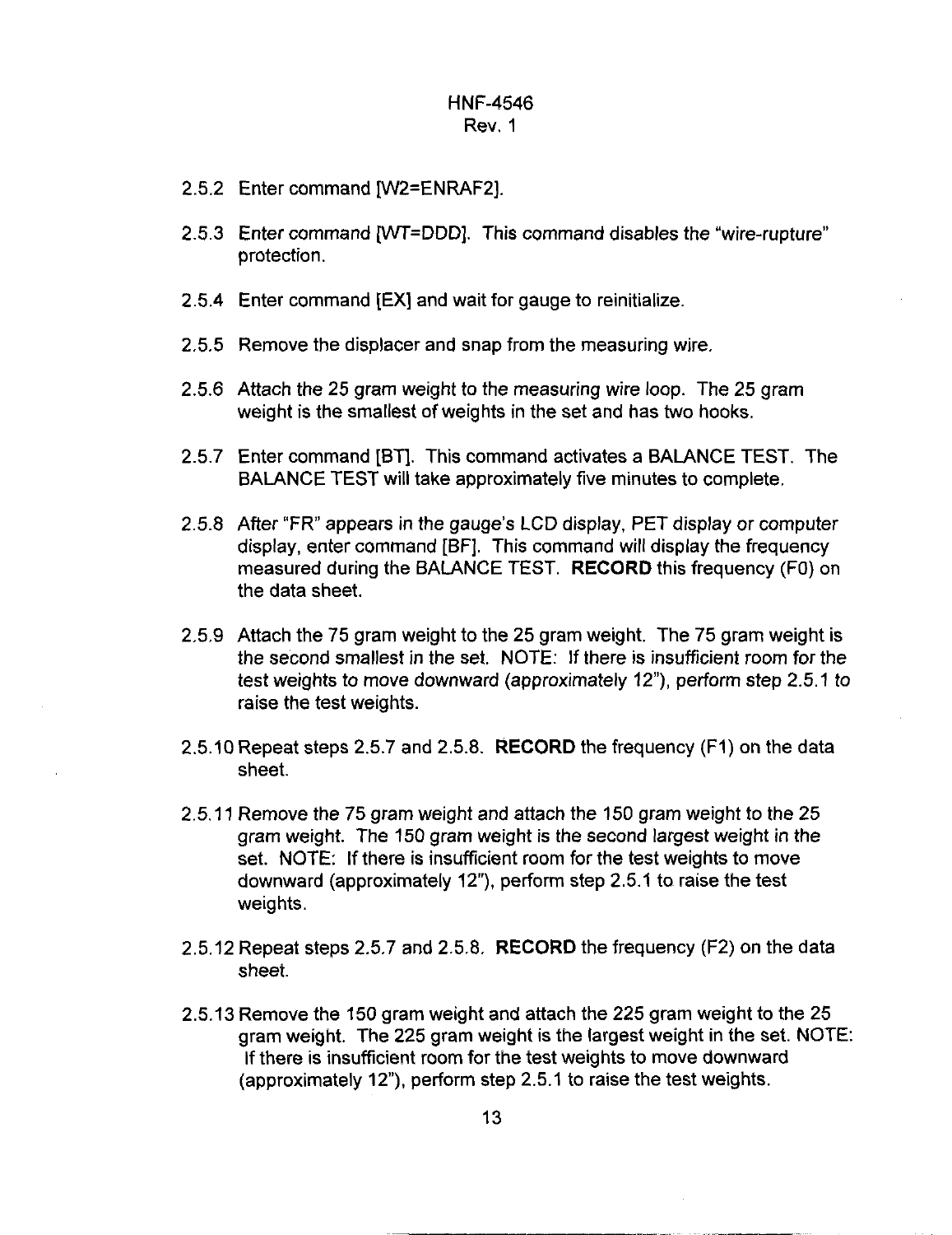2.5.2 Enter command [W2=ENRAF2].

2.5.3 Enter command [WT=DDD]. This command disables the "wire-rupture" protection.

2.5.4 Enter command [EX] and wait for gauge to reinitialize.

2.5.5 Remove the displacer and snap from the measuring wire.

2.5.6 Attach the 25 gram weight to the measuring wire loop. The 25 gram weight is the smallest of weights in the set and has two hooks.

2.5.7 Enter command [BT]. This command activates a BALANCE TEST. The BALANCE TEST will take approximately five minutes to complete.

2.5.8 After "FR" appears in the gauge's LCD display, PET display or computer display, enter command [BF]. This command will display the frequency measured during the BALANCE TEST. **RECORD** this frequency (F0) on the data sheet.

2.5.9 Attach the 75 gram weight to the 25 gram weight. The 75 gram weight is the second smallest in the set. NOTE: If there is insufficient room for the test weights to move downward (approximately 12"), perform step 2.5.1 to raise the test weights.

2.5.10 Repeat steps 2.5.7 and 2.5.8. **RECORD** the frequency (F1) on the data sheet.

2.5.11 Remove the 75 gram weight and attach the 150 gram weight to the 25 gram weight. The 150 gram weight is the second largest weight in the set. NOTE: If there is insufficient room for the test weights to move downward (approximately 12"), perform step 2.5.1 to raise the test weights.

2.5.12 Repeat steps 2.5.7 and 2.5.8. **RECORD** the frequency (F2) on the data sheet.

2.5.13 Remove the 150 gram weight and attach the 225 gram weight to the 25 gram weight. The 225 gram weight is the largest weight in the set. NOTE: If there is insufficient room for the test weights to move downward (approximately 12"), perform step 2.5.1 to raise the test weights.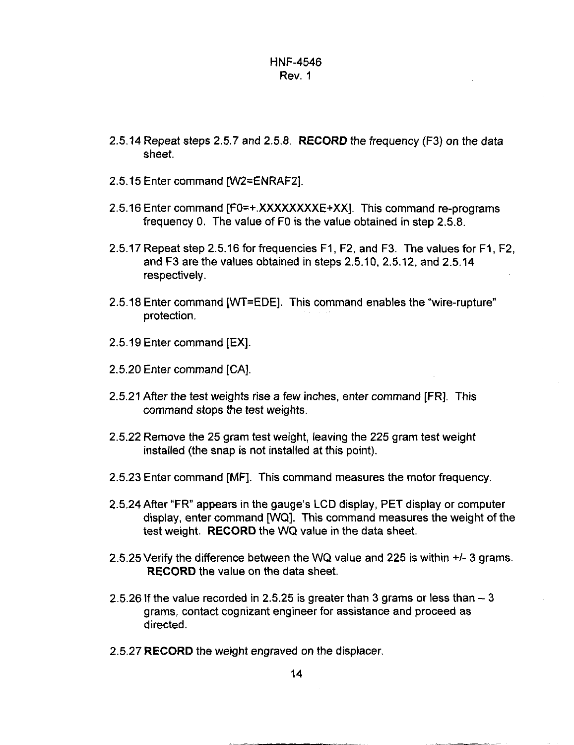2.5.14 Repeat steps 2.5.7 and 2.5.8. **RECORD** the frequency (F3) on the data sheet.

2.5.15 Enter command [W2=ENRAF2].

2.5.16 Enter command [F0=+.XXXXXXXXE+XX]. This command re-programs frequency 0. The value of F0 is the value obtained in step 2.5.8.

2.5.17 Repeat step 2.5.16 for frequencies F1, F2, and F3. The values for F1, F2, and F3 are the values obtained in steps 2.5.10, 2.5.12, and 2.5.14 respectively.

2.5.18 Enter command [WT=EDE]. This command enables the "wire-rupture" protection.

2.5.19 Enter command [EX].

2.5.20 Enter command [CA].

2.5.21 After the test weights rise a few inches, enter command [FR]. This command stops the test weights.

2.5.22 Remove the 25 gram test weight, leaving the 225 gram test weight installed (the snap is not installed at this point).

2.5.23 Enter command [MF]. This command measures the motor frequency.

2.5.24 After "FR" appears in the gauge's LCD display, PET display or computer display, enter command [WQ]. This command measures the weight of the test weight. **RECORD** the WQ value in the data sheet.

2.5.25 Verify the difference between the WQ value and 225 is within +/- 3 grams. **RECORD** the value on the data sheet.

2.5.26 If the value recorded in 2.5.25 is greater than 3 grams or less than – 3 grams, contact cognizant engineer for assistance and proceed as directed.

2.5.27 **RECORD** the weight engraved on the displacer.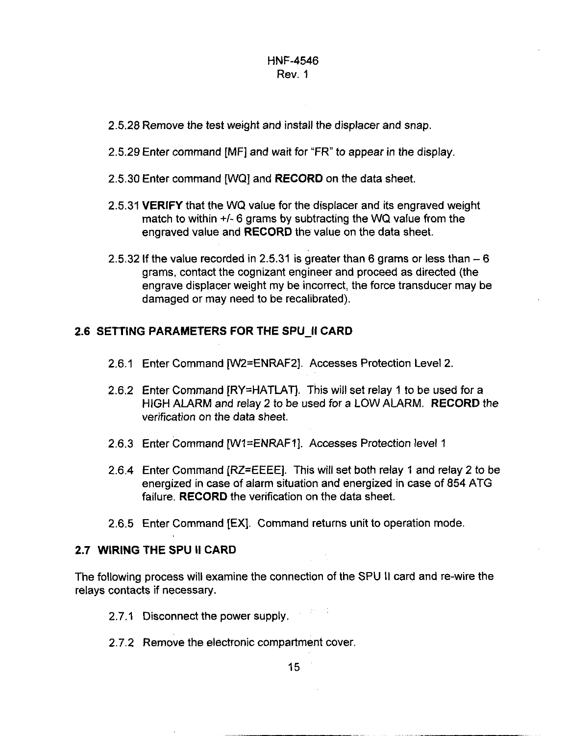2.5.28 Remove the test weight and install the displacer and snap.

2.5.29 Enter command [MF] and wait for "FR" to appear in the display.

2.5.30 Enter command [WQ] and **RECORD** on the data sheet.

2.5.31 **VERIFY** that the WQ value for the displacer and its engraved weight match to within +/- 6 grams by subtracting the WQ value from the engraved value and **RECORD** the value on the data sheet.

2.5.32 If the value recorded in 2.5.31 is greater than 6 grams or less than – 6 grams, contact the cognizant engineer and proceed as directed (the engrave displacer weight my be incorrect, the force transducer may be damaged or may need to be recalibrated).

## 2.6 SETTING PARAMETERS FOR THE SPU_II CARD

2.6.1 Enter Command [W2=ENRAF2]. Accesses Protection Level 2.

2.6.2 Enter Command [RY=HATLAT]. This will set relay 1 to be used for a HIGH ALARM and relay 2 to be used for a LOW ALARM. **RECORD** the verification on the data sheet.

2.6.3 Enter Command [W1=ENRAF1]. Accesses Protection level 1

2.6.4 Enter Command [RZ=EEEE]. This will set both relay 1 and relay 2 to be energized in case of alarm situation and energized in case of 854 ATG failure. **RECORD** the verification on the data sheet.

2.6.5 Enter Command [EX]. Command returns unit to operation mode.

## 2.7 WIRING THE SPU II CARD

The following process will examine the connection of the SPU II card and re-wire the relays contacts if necessary.

2.7.1 Disconnect the power supply.

2.7.2 Remove the electronic compartment cover.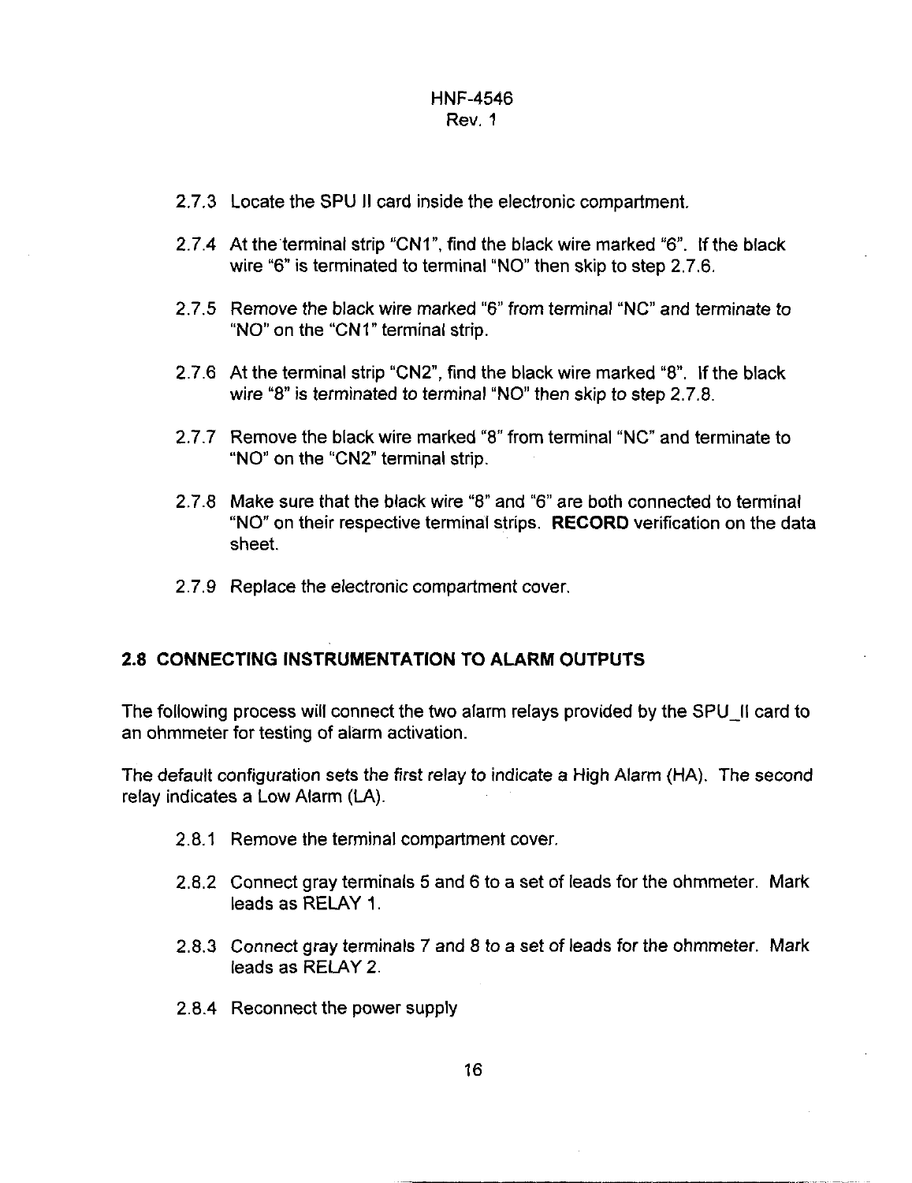2.7.3 Locate the SPU II card inside the electronic compartment.

2.7.4 At the terminal strip "CN1", find the black wire marked "6". If the black wire "6" is terminated to terminal "NO" then skip to step 2.7.6.

2.7.5 Remove the black wire marked "6" from terminal "NC" and terminate to "NO" on the "CN1" terminal strip.

2.7.6 At the terminal strip "CN2", find the black wire marked "8". If the black wire "8" is terminated to terminal "NO" then skip to step 2.7.8.

2.7.7 Remove the black wire marked "8" from terminal "NC" and terminate to "NO" on the "CN2" terminal strip.

2.7.8 Make sure that the black wire "8" and "6" are both connected to terminal "NO" on their respective terminal strips. **RECORD** verification on the data sheet.

2.7.9 Replace the electronic compartment cover.

## 2.8 CONNECTING INSTRUMENTATION TO ALARM OUTPUTS

The following process will connect the two alarm relays provided by the SPU_II card to an ohmmeter for testing of alarm activation.

The default configuration sets the first relay to indicate a High Alarm (HA). The second relay indicates a Low Alarm (LA).

2.8.1 Remove the terminal compartment cover.

2.8.2 Connect gray terminals 5 and 6 to a set of leads for the ohmmeter. Mark leads as RELAY 1.

2.8.3 Connect gray terminals 7 and 8 to a set of leads for the ohmmeter. Mark leads as RELAY 2.

2.8.4 Reconnect the power supply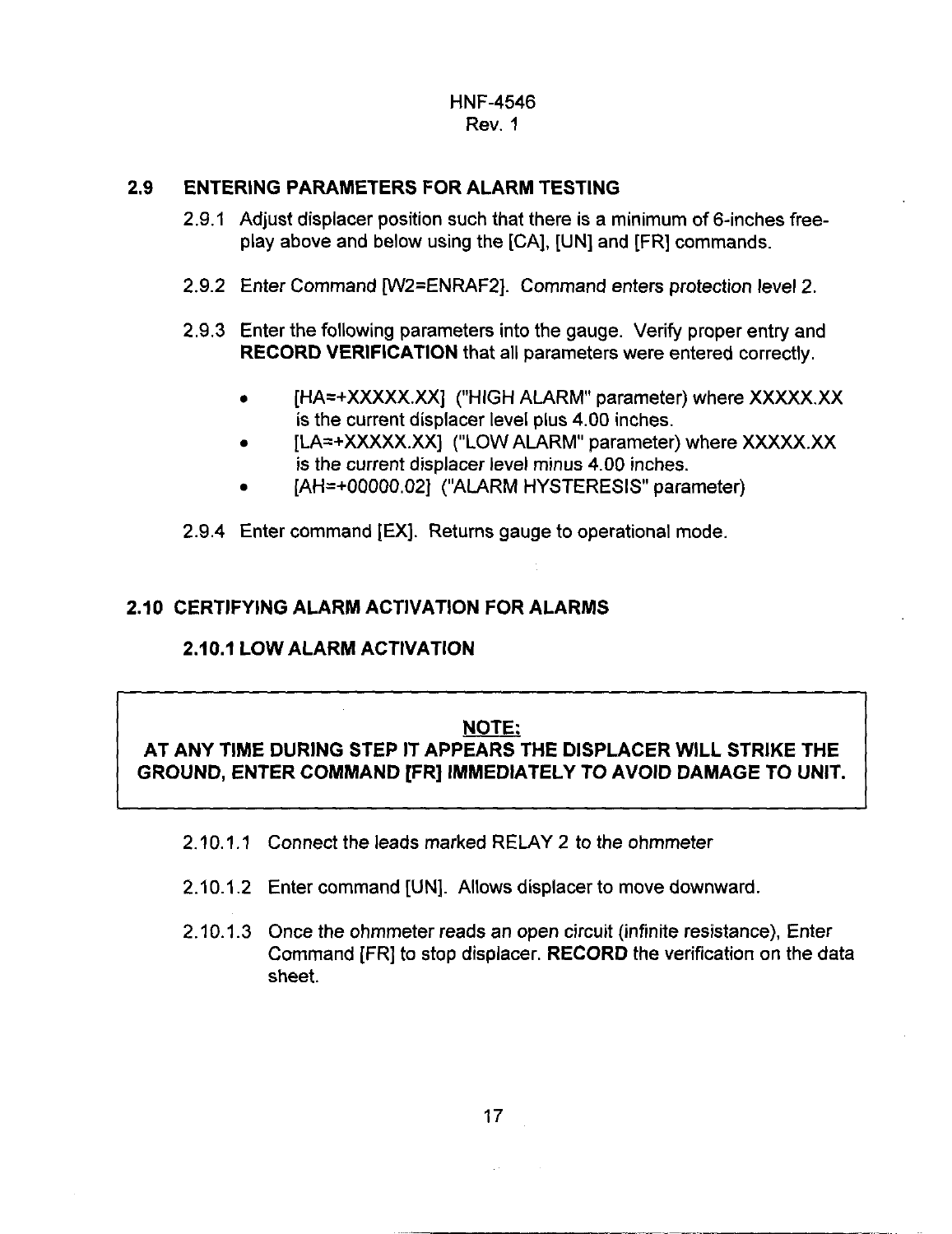## 2.9 ENTERING PARAMETERS FOR ALARM TESTING

2.9.1 Adjust displacer position such that there is a minimum of 6-inches free-play above and below using the [CA], [UN] and [FR] commands.

2.9.2 Enter Command [W2=ENRAF2]. Command enters protection level 2.

2.9.3 Enter the following parameters into the gauge. Verify proper entry and **RECORD VERIFICATION** that all parameters were entered correctly.

- [HA=+XXXXX.XX] ("HIGH ALARM" parameter) where XXXXX.XX is the current displacer level plus 4.00 inches.
- [LA=+XXXXX.XX] ("LOW ALARM" parameter) where XXXXX.XX is the current displacer level minus 4.00 inches.
- [AH=+00000.02] ("ALARM HYSTERESIS" parameter)

2.9.4 Enter command [EX]. Returns gauge to operational mode.

## 2.10 CERTIFYING ALARM ACTIVATION FOR ALARMS

### 2.10.1 LOW ALARM ACTIVATION

**NOTE:**

**AT ANY TIME DURING STEP IT APPEARS THE DISPLACER WILL STRIKE THE GROUND, ENTER COMMAND [FR] IMMEDIATELY TO AVOID DAMAGE TO UNIT.**

2.10.1.1 Connect the leads marked RELAY 2 to the ohmmeter

2.10.1.2 Enter command [UN]. Allows displacer to move downward.

2.10.1.3 Once the ohmmeter reads an open circuit (infinite resistance), Enter Command [FR] to stop displacer. **RECORD** the verification on the data sheet.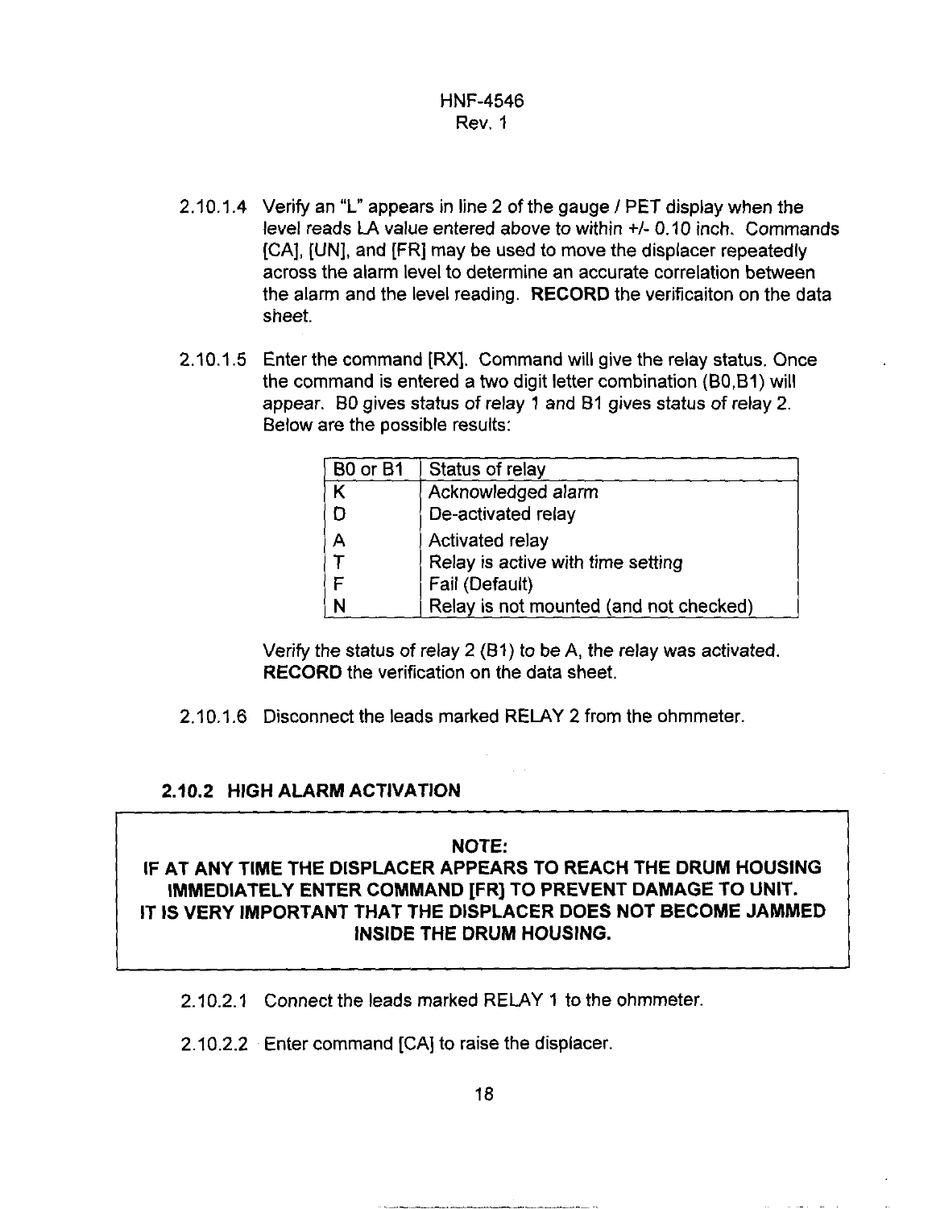2.10.1.4 Verify an "L" appears in line 2 of the gauge / PET display when the level reads LA value entered above to within +/- 0.10 inch. Commands [CA], [UN], and [FR] may be used to move the displacer repeatedly across the alarm level to determine an accurate correlation between the alarm and the level reading. **RECORD** the verificaiton on the data sheet.

2.10.1.5 Enter the command [RX]. Command will give the relay status. Once the command is entered a two digit letter combination (B0,B1) will appear. B0 gives status of relay 1 and B1 gives status of relay 2. Below are the possible results:

| B0 or B1 | Status of relay |
|---|---|
| K | Acknowledged alarm |
| D | De-activated relay |
| A | Activated relay |
| T | Relay is active with time setting |
| F | Fail (Default) |
| N | Relay is not mounted (and not checked) |

Verify the status of relay 2 (B1) to be A, the relay was activated. **RECORD** the verification on the data sheet.

2.10.1.6 Disconnect the leads marked RELAY 2 from the ohmmeter.

### 2.10.2 HIGH ALARM ACTIVATION

> **NOTE:**
> **IF AT ANY TIME THE DISPLACER APPEARS TO REACH THE DRUM HOUSING IMMEDIATELY ENTER COMMAND [FR] TO PREVENT DAMAGE TO UNIT. IT IS VERY IMPORTANT THAT THE DISPLACER DOES NOT BECOME JAMMED INSIDE THE DRUM HOUSING.**

2.10.2.1 Connect the leads marked RELAY 1 to the ohmmeter.

2.10.2.2 Enter command [CA] to raise the displacer.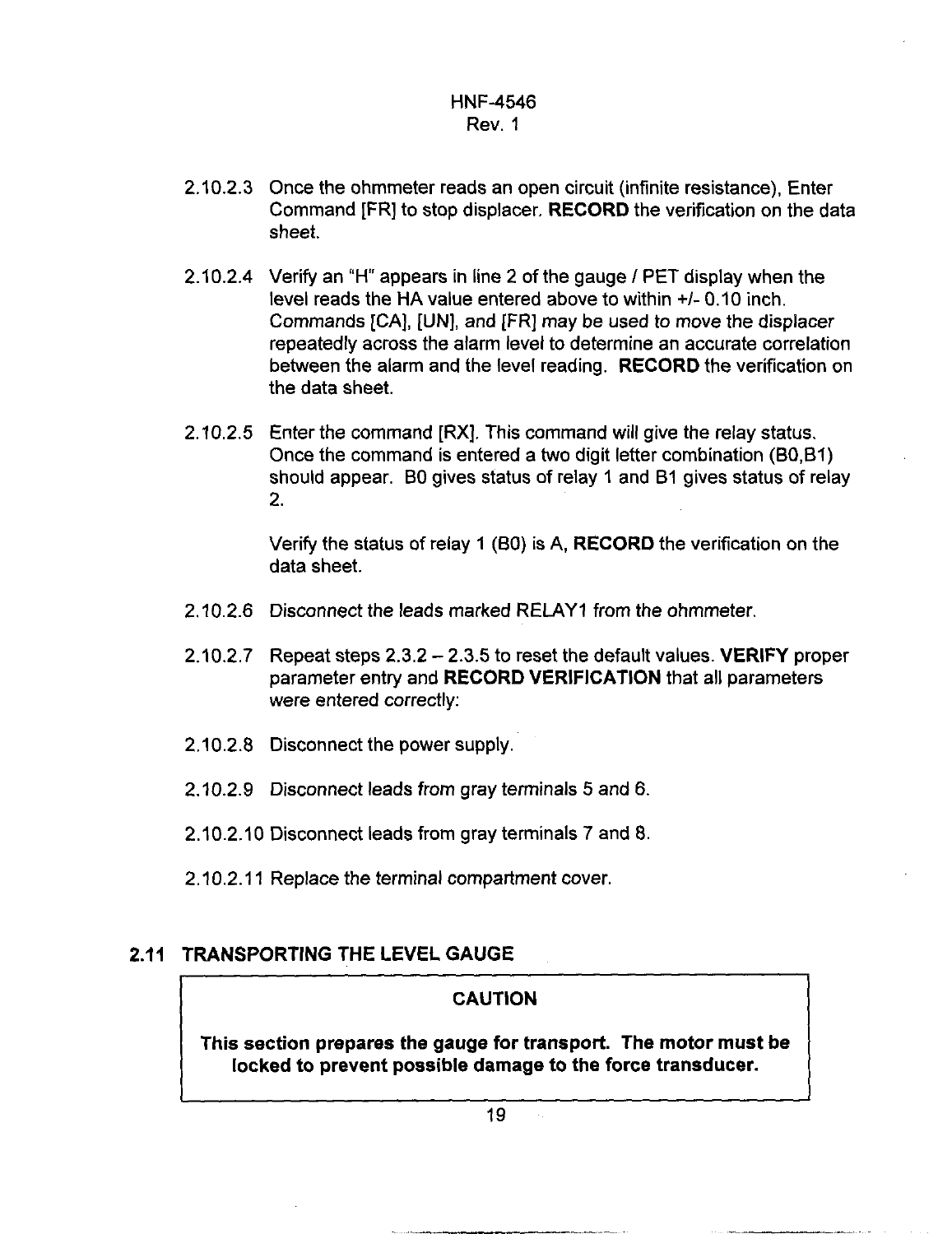2.10.2.3 Once the ohmmeter reads an open circuit (infinite resistance), Enter Command [FR] to stop displacer. **RECORD** the verification on the data sheet.

2.10.2.4 Verify an "H" appears in line 2 of the gauge / PET display when the level reads the HA value entered above to within +/- 0.10 inch. Commands [CA], [UN], and [FR] may be used to move the displacer repeatedly across the alarm level to determine an accurate correlation between the alarm and the level reading. **RECORD** the verification on the data sheet.

2.10.2.5 Enter the command [RX]. This command will give the relay status. Once the command is entered a two digit letter combination (B0,B1) should appear. B0 gives status of relay 1 and B1 gives status of relay 2.

Verify the status of relay 1 (B0) is A, **RECORD** the verification on the data sheet.

2.10.2.6 Disconnect the leads marked RELAY1 from the ohmmeter.

2.10.2.7 Repeat steps 2.3.2 – 2.3.5 to reset the default values. **VERIFY** proper parameter entry and **RECORD VERIFICATION** that all parameters were entered correctly:

2.10.2.8 Disconnect the power supply.

2.10.2.9 Disconnect leads from gray terminals 5 and 6.

2.10.2.10 Disconnect leads from gray terminals 7 and 8.

2.10.2.11 Replace the terminal compartment cover.

## 2.11 TRANSPORTING THE LEVEL GAUGE

**CAUTION**

**This section prepares the gauge for transport. The motor must be locked to prevent possible damage to the force transducer.**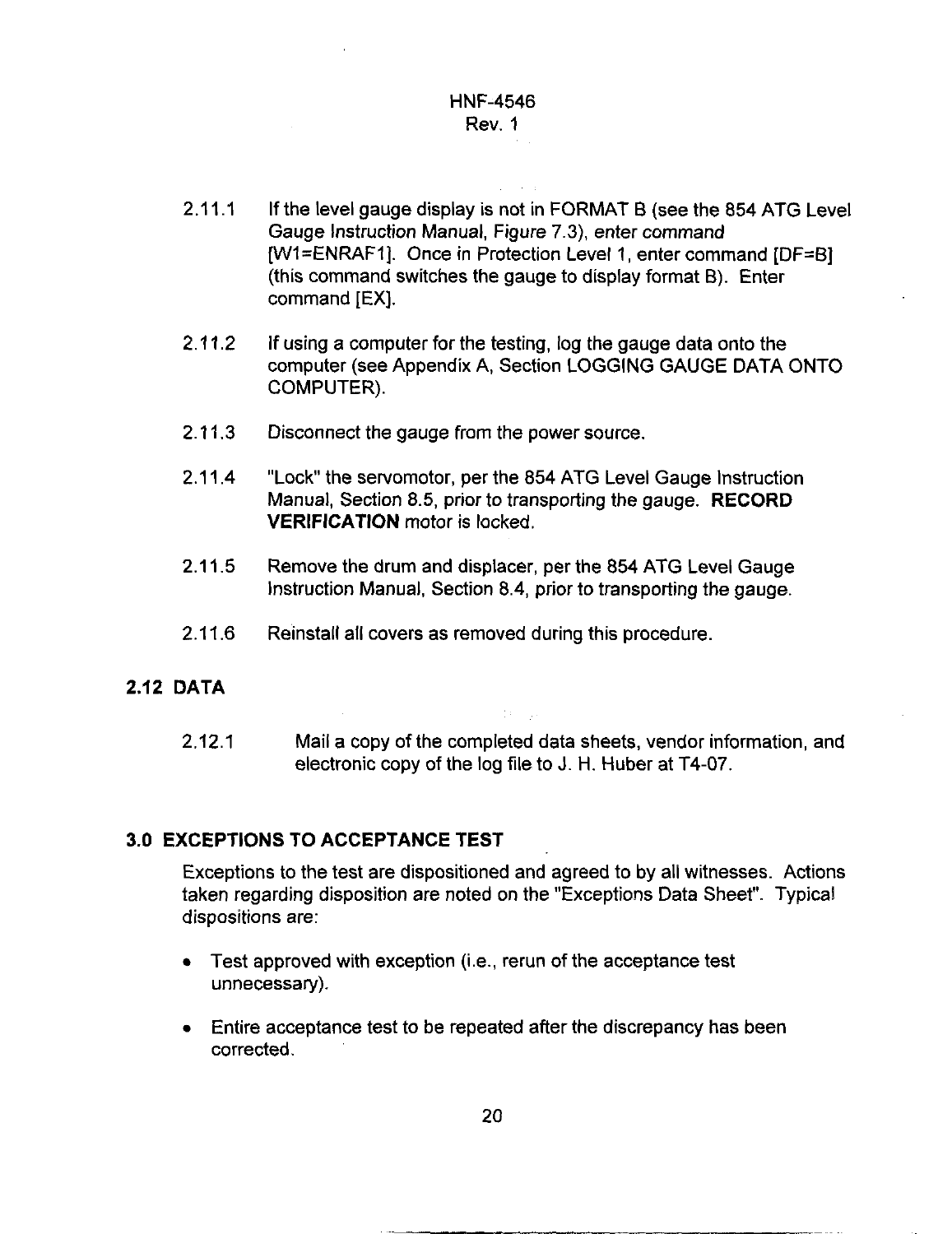2.11.1 If the level gauge display is not in FORMAT B (see the 854 ATG Level Gauge Instruction Manual, Figure 7.3), enter command [W1=ENRAF1]. Once in Protection Level 1, enter command [DF=B] (this command switches the gauge to display format B). Enter command [EX].

2.11.2 If using a computer for the testing, log the gauge data onto the computer (see Appendix A, Section LOGGING GAUGE DATA ONTO COMPUTER).

2.11.3 Disconnect the gauge from the power source.

2.11.4 "Lock" the servomotor, per the 854 ATG Level Gauge Instruction Manual, Section 8.5, prior to transporting the gauge. **RECORD VERIFICATION** motor is locked.

2.11.5 Remove the drum and displacer, per the 854 ATG Level Gauge Instruction Manual, Section 8.4, prior to transporting the gauge.

2.11.6 Reinstall all covers as removed during this procedure.

## 2.12 DATA

2.12.1 Mail a copy of the completed data sheets, vendor information, and electronic copy of the log file to J. H. Huber at T4-07.

## 3.0 EXCEPTIONS TO ACCEPTANCE TEST

Exceptions to the test are dispositioned and agreed to by all witnesses. Actions taken regarding disposition are noted on the "Exceptions Data Sheet". Typical dispositions are:

- Test approved with exception (i.e., rerun of the acceptance test unnecessary).
- Entire acceptance test to be repeated after the discrepancy has been corrected.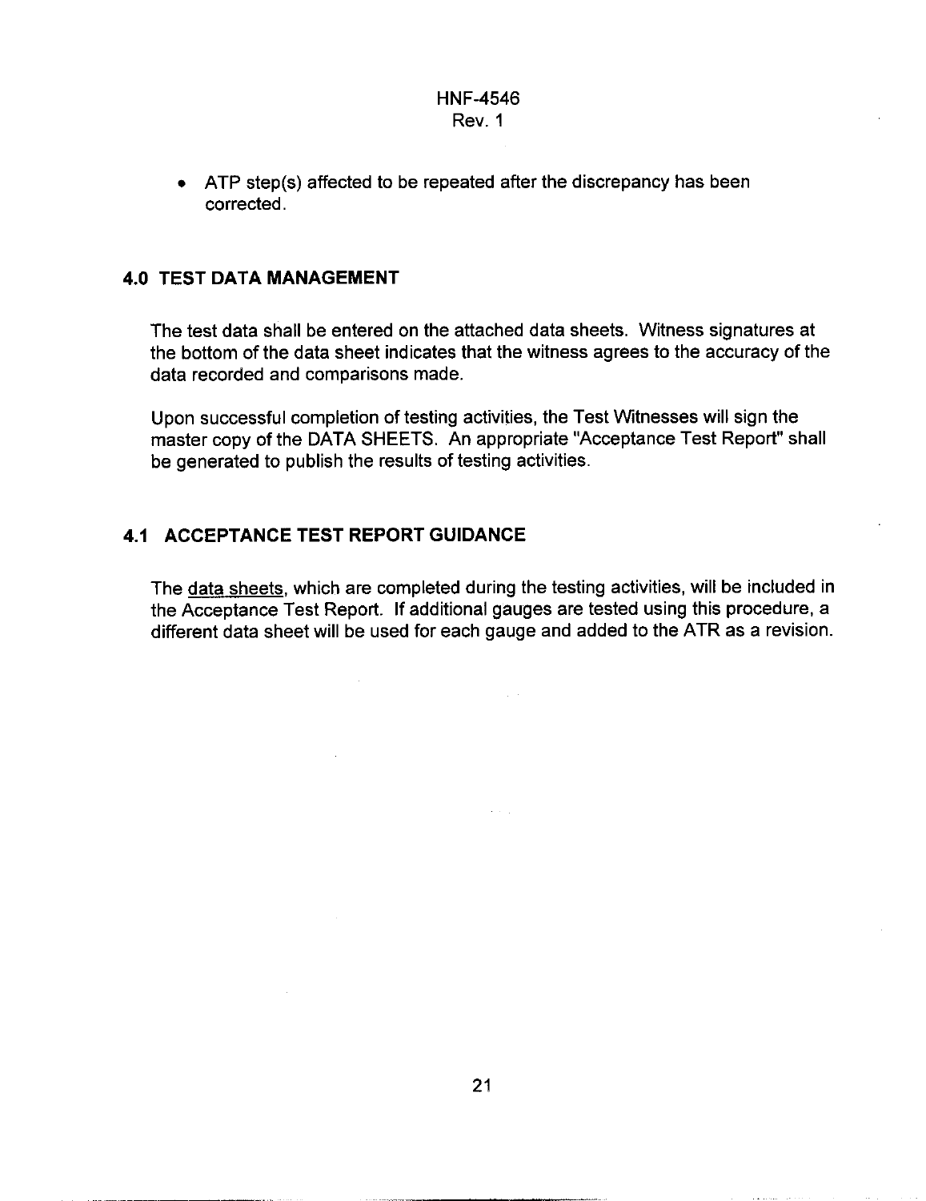- ATP step(s) affected to be repeated after the discrepancy has been corrected.

## 4.0 TEST DATA MANAGEMENT

The test data shall be entered on the attached data sheets. Witness signatures at the bottom of the data sheet indicates that the witness agrees to the accuracy of the data recorded and comparisons made.

Upon successful completion of testing activities, the Test Witnesses will sign the master copy of the DATA SHEETS. An appropriate "Acceptance Test Report" shall be generated to publish the results of testing activities.

## 4.1 ACCEPTANCE TEST REPORT GUIDANCE

The data sheets, which are completed during the testing activities, will be included in the Acceptance Test Report. If additional gauges are tested using this procedure, a different data sheet will be used for each gauge and added to the ATR as a revision.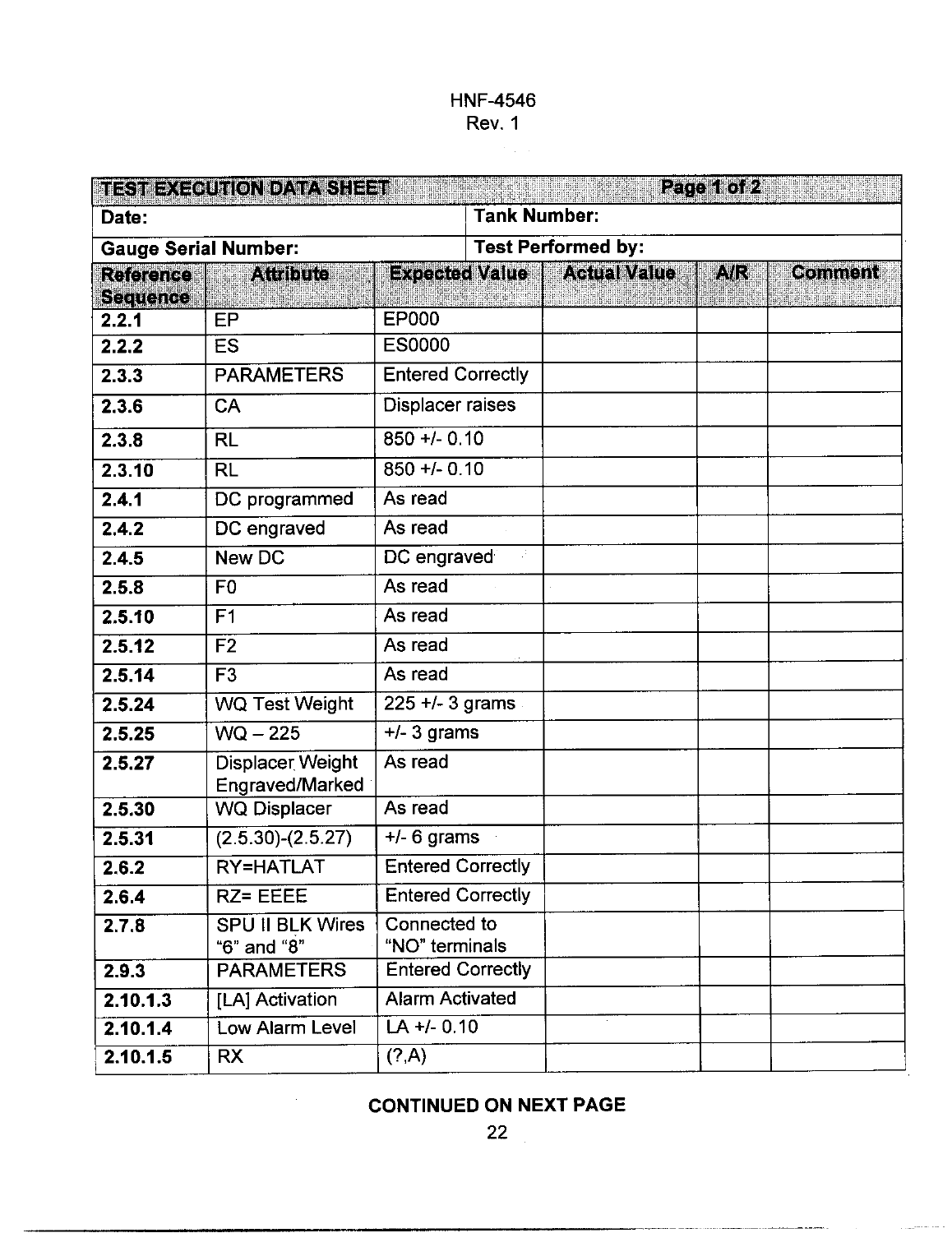| TEST EXECUTION DATA SHEET | | | Page 1 of 2 | | |
|---|---|---|---|---|---|
| **Date:** | | | **Tank Number:** | | |
| **Gauge Serial Number:** | | | **Test Performed by:** | | |
| **Reference Sequence** | **Attribute** | **Expected Value** | **Actual Value** | **A/R** | **Comment** |
| **2.2.1** | EP | EP000 | | | |
| **2.2.2** | ES | ES0000 | | | |
| **2.3.3** | PARAMETERS | Entered Correctly | | | |
| **2.3.6** | CA | Displacer raises | | | |
| **2.3.8** | RL | 850 +/- 0.10 | | | |
| **2.3.10** | RL | 850 +/- 0.10 | | | |
| **2.4.1** | DC programmed | As read | | | |
| **2.4.2** | DC engraved | As read | | | |
| **2.4.5** | New DC | DC engraved | | | |
| **2.5.8** | F0 | As read | | | |
| **2.5.10** | F1 | As read | | | |
| **2.5.12** | F2 | As read | | | |
| **2.5.14** | F3 | As read | | | |
| **2.5.24** | WQ Test Weight | 225 +/- 3 grams | | | |
| **2.5.25** | WQ – 225 | +/- 3 grams | | | |
| **2.5.27** | Displacer Weight Engraved/Marked | As read | | | |
| **2.5.30** | WQ Displacer | As read | | | |
| **2.5.31** | (2.5.30)-(2.5.27) | +/- 6 grams | | | |
| **2.6.2** | RY=HATLAT | Entered Correctly | | | |
| **2.6.4** | RZ= EEEE | Entered Correctly | | | |
| **2.7.8** | SPU II BLK Wires "6" and "8" | Connected to "NO" terminals | | | |
| **2.9.3** | PARAMETERS | Entered Correctly | | | |
| **2.10.1.3** | [LA] Activation | Alarm Activated | | | |
| **2.10.1.4** | Low Alarm Level | LA +/- 0.10 | | | |
| **2.10.1.5** | RX | (?,A) | | | |

**CONTINUED ON NEXT PAGE**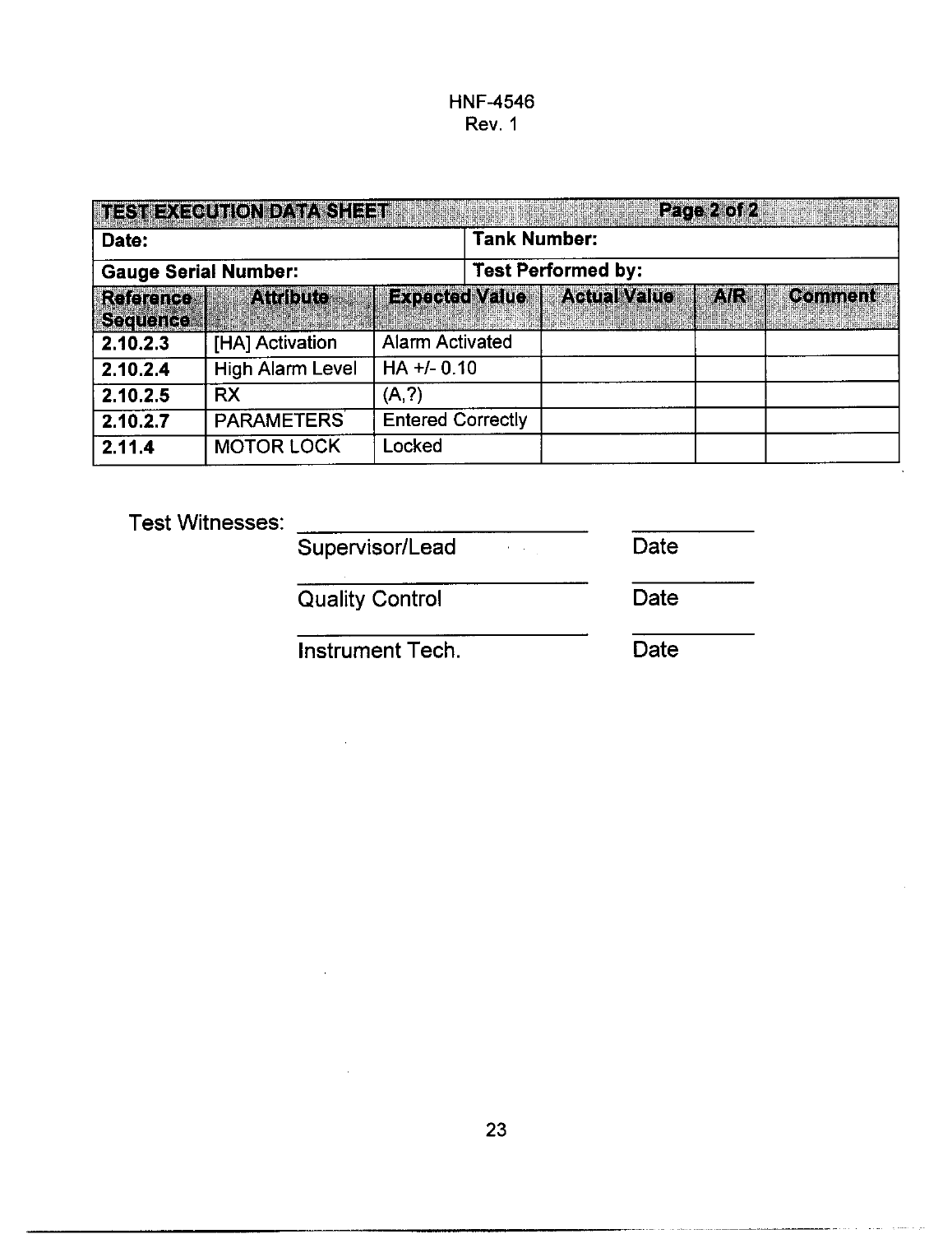| TEST EXECUTION DATA SHEET | | | Page 2 of 2 | | |
|---|---|---|---|---|---|
| Date: | | | Tank Number: | | |
| Gauge Serial Number: | | | Test Performed by: | | |
| Reference Sequence | Attribute | Expected Value | Actual Value | A/R | Comment |
| 2.10.2.3 | [HA] Activation | Alarm Activated | | | |
| 2.10.2.4 | High Alarm Level | HA +/- 0.10 | | | |
| 2.10.2.5 | RX | (A,?) | | | |
| 2.10.2.7 | PARAMETERS | Entered Correctly | | | |
| 2.11.4 | MOTOR LOCK | Locked | | | |

Test Witnesses:

______________________ ____________
Supervisor/Lead Date

______________________ ____________
Quality Control Date

______________________ ____________
Instrument Tech. Date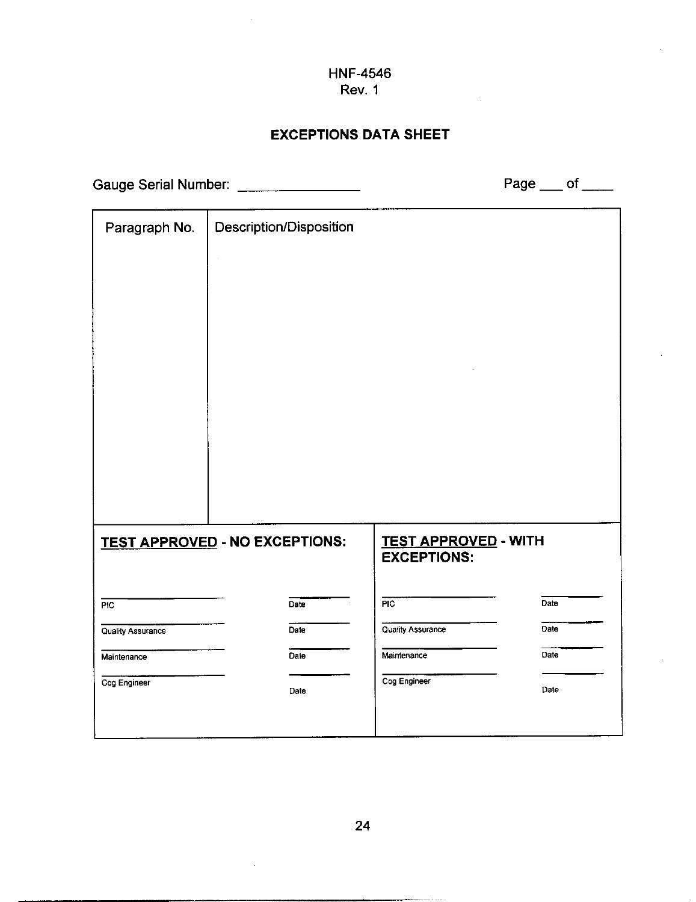HNF-4546
Rev. 1

## EXCEPTIONS DATA SHEET

Gauge Serial Number: _______________ Page ___ of ____

| Paragraph No. | Description/Disposition |
| --- | --- |
| | |

| **TEST APPROVED - NO EXCEPTIONS:** | | **TEST APPROVED - WITH EXCEPTIONS:** | |
| --- | --- | --- | --- |
| PIC | Date | PIC | Date |
| Quality Assurance | Date | Quality Assurance | Date |
| Maintenance | Date | Maintenance | Date |
| Cog Engineer | Date | Cog Engineer | Date |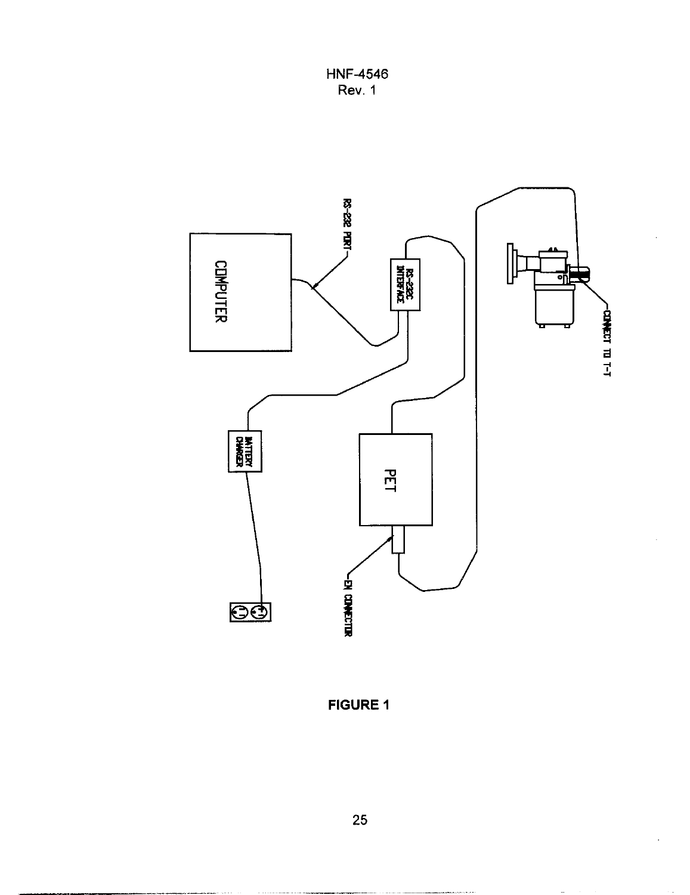COMPUTER

RS-232 PORT

RS-232C INTERFACE

BATTERY CHARGER

PET

EN CONNECTOR

CONNECT TO T-T

**FIGURE 1**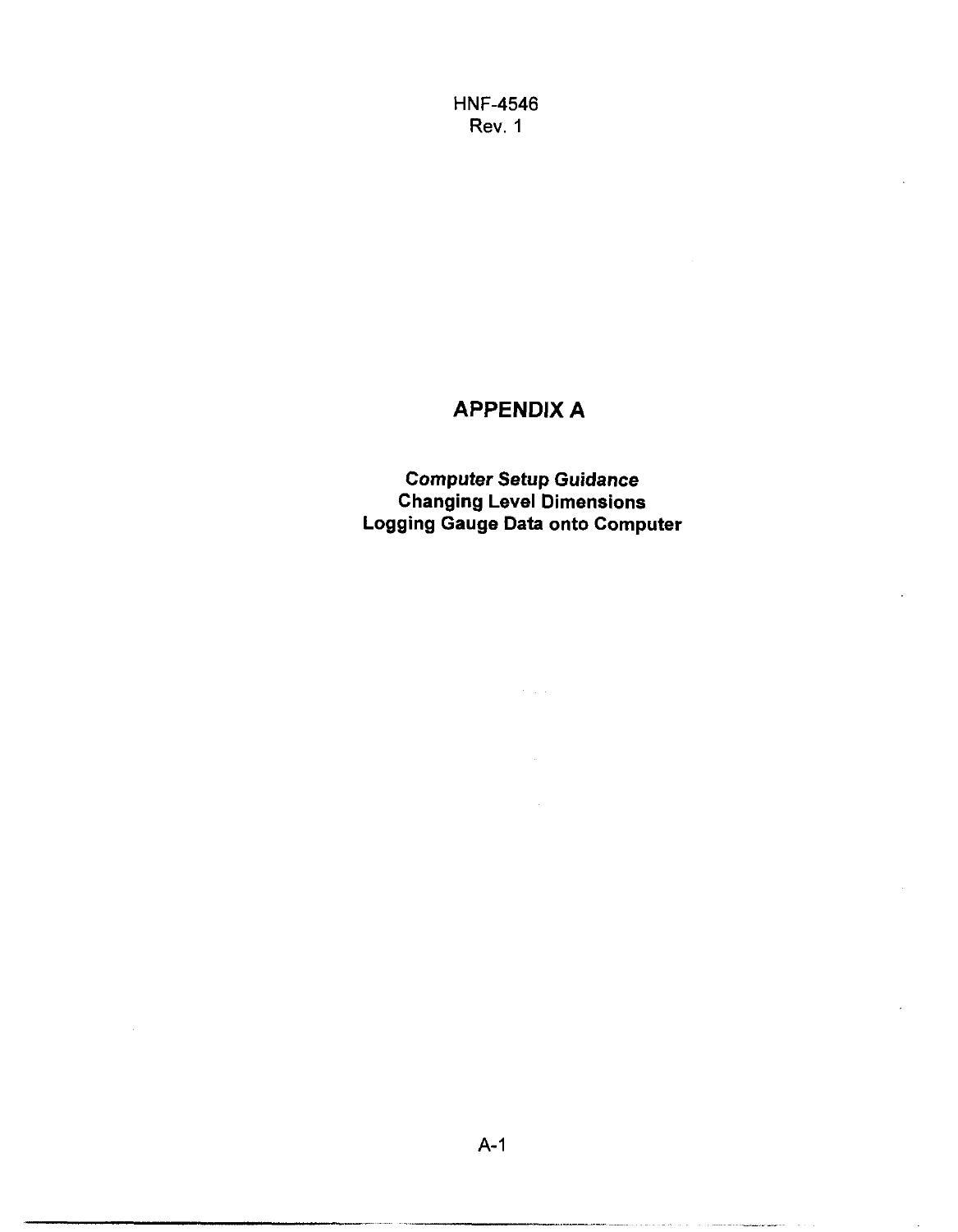# APPENDIX A

***Computer Setup Guidance***
**Changing Level Dimensions**
**Logging Gauge Data onto Computer**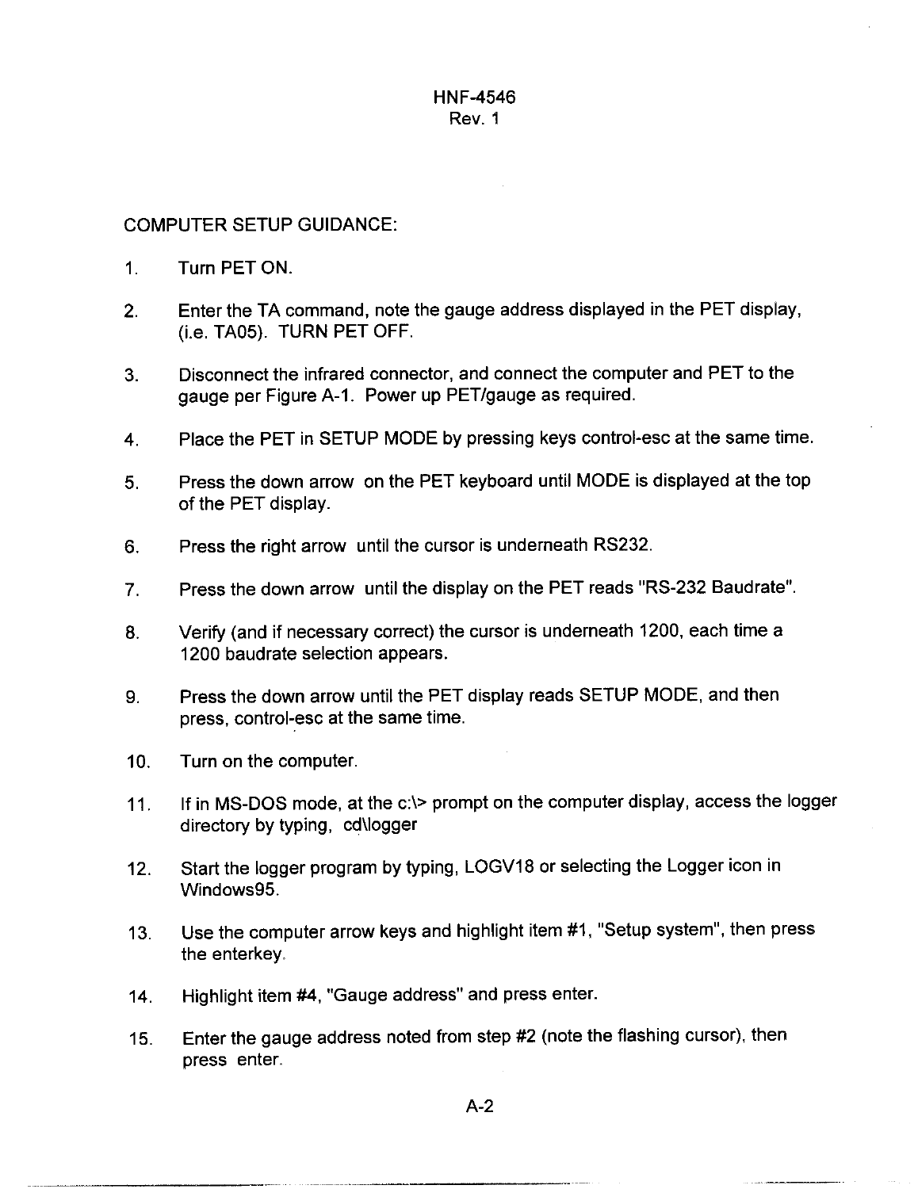COMPUTER SETUP GUIDANCE:

1. Turn PET ON.

2. Enter the TA command, note the gauge address displayed in the PET display, (i.e. TA05). TURN PET OFF.

3. Disconnect the infrared connector, and connect the computer and PET to the gauge per Figure A-1. Power up PET/gauge as required.

4. Place the PET in SETUP MODE by pressing keys control-esc at the same time.

5. Press the down arrow on the PET keyboard until MODE is displayed at the top of the PET display.

6. Press the right arrow until the cursor is underneath RS232.

7. Press the down arrow until the display on the PET reads "RS-232 Baudrate".

8. Verify (and if necessary correct) the cursor is underneath 1200, each time a 1200 baudrate selection appears.

9. Press the down arrow until the PET display reads SETUP MODE, and then press, control-esc at the same time.

10. Turn on the computer.

11. If in MS-DOS mode, at the c:\> prompt on the computer display, access the logger directory by typing, cd\logger

12. Start the logger program by typing, LOGV18 or selecting the Logger icon in Windows95.

13. Use the computer arrow keys and highlight item #1, "Setup system", then press the enterkey.

14. Highlight item #4, "Gauge address" and press enter.

15. Enter the gauge address noted from step #2 (note the flashing cursor), then press enter.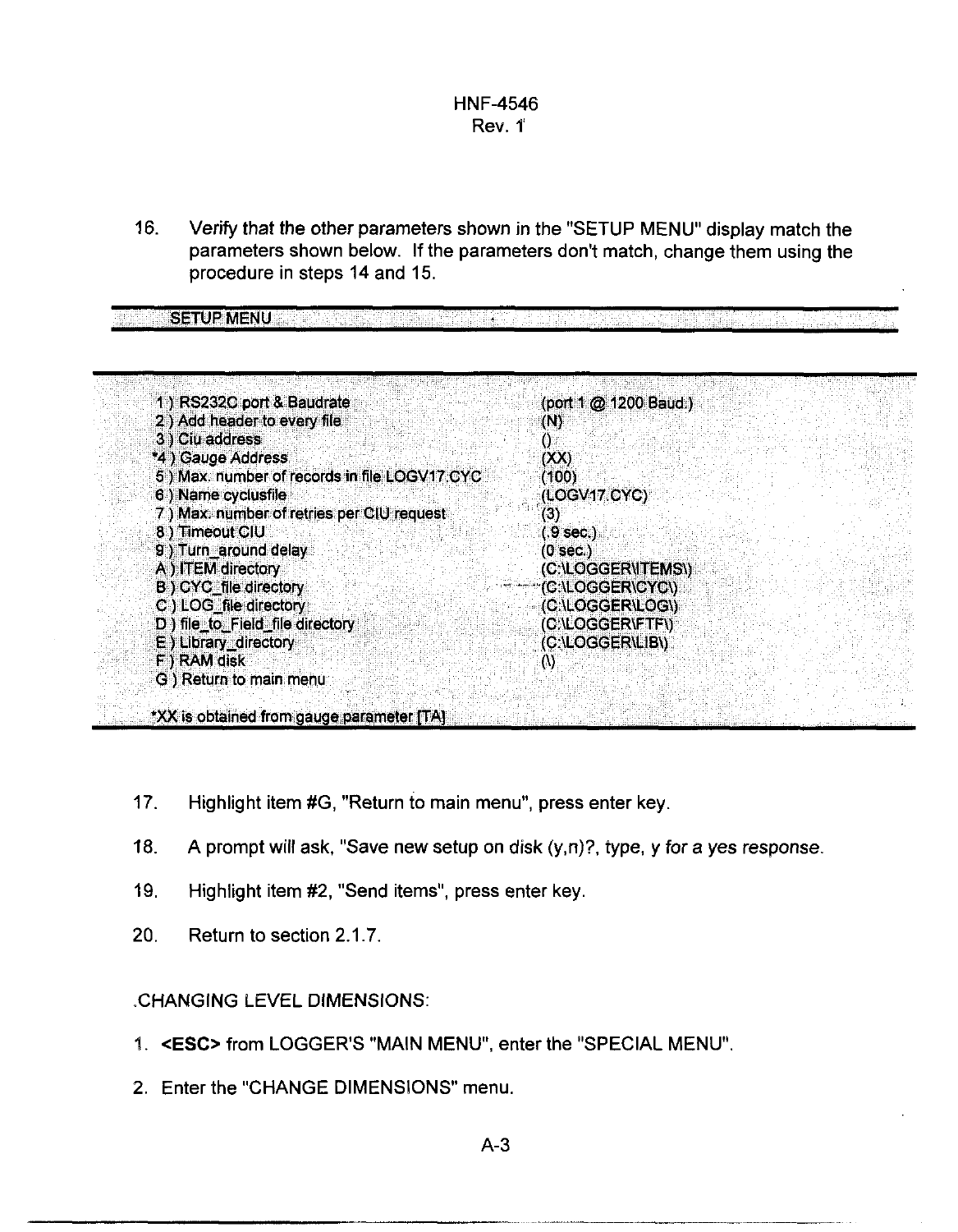16. Verify that the other parameters shown in the "SETUP MENU" display match the parameters shown below. If the parameters don't match, change them using the procedure in steps 14 and 15.

| SETUP MENU | |
|---|---|
| 1 ) RS232C port & Baudrate | (port 1 @ 1200 Baud.) |
| 2 ) Add header to every file | (N) |
| 3 ) Ciu address | () |
| *4 ) Gauge Address | (XX) |
| 5 ) Max. number of records in file LOGV17.CYC | (100) |
| 6 ) Name cyclusfile | (LOGV17.CYC) |
| 7 ) Max. number of retries per CIU request | (3) |
| 8 ) Timeout CIU | (.9 sec.) |
| 9 ) Turn_around delay | (0 sec.) |
| A ) ITEM directory | (C:\LOGGER\ITEMS\) |
| B ) CYC_file directory | (C:\LOGGER\CYC\) |
| C ) LOG_file directory | (C:\LOGGER\LOG\) |
| D ) file_to_Field_file directory | (C:\LOGGER\FTF\) |
| E ) Library_directory | (C:\LOGGER\LIB\) |
| F ) RAM disk | (\) |
| G ) Return to main menu | |

*XX is obtained from gauge parameter [TA]

17. Highlight item #G, "Return to main menu", press enter key.

18. A prompt will ask, "Save new setup on disk (y,n)?, type, *y for a yes response.*

19. Highlight item #2, "Send items", press enter key.

20. Return to section 2.1.7.

.CHANGING LEVEL DIMENSIONS:

1. **<ESC>** from LOGGER'S "MAIN MENU", enter the "SPECIAL MENU".

2. Enter the "CHANGE DIMENSIONS" menu.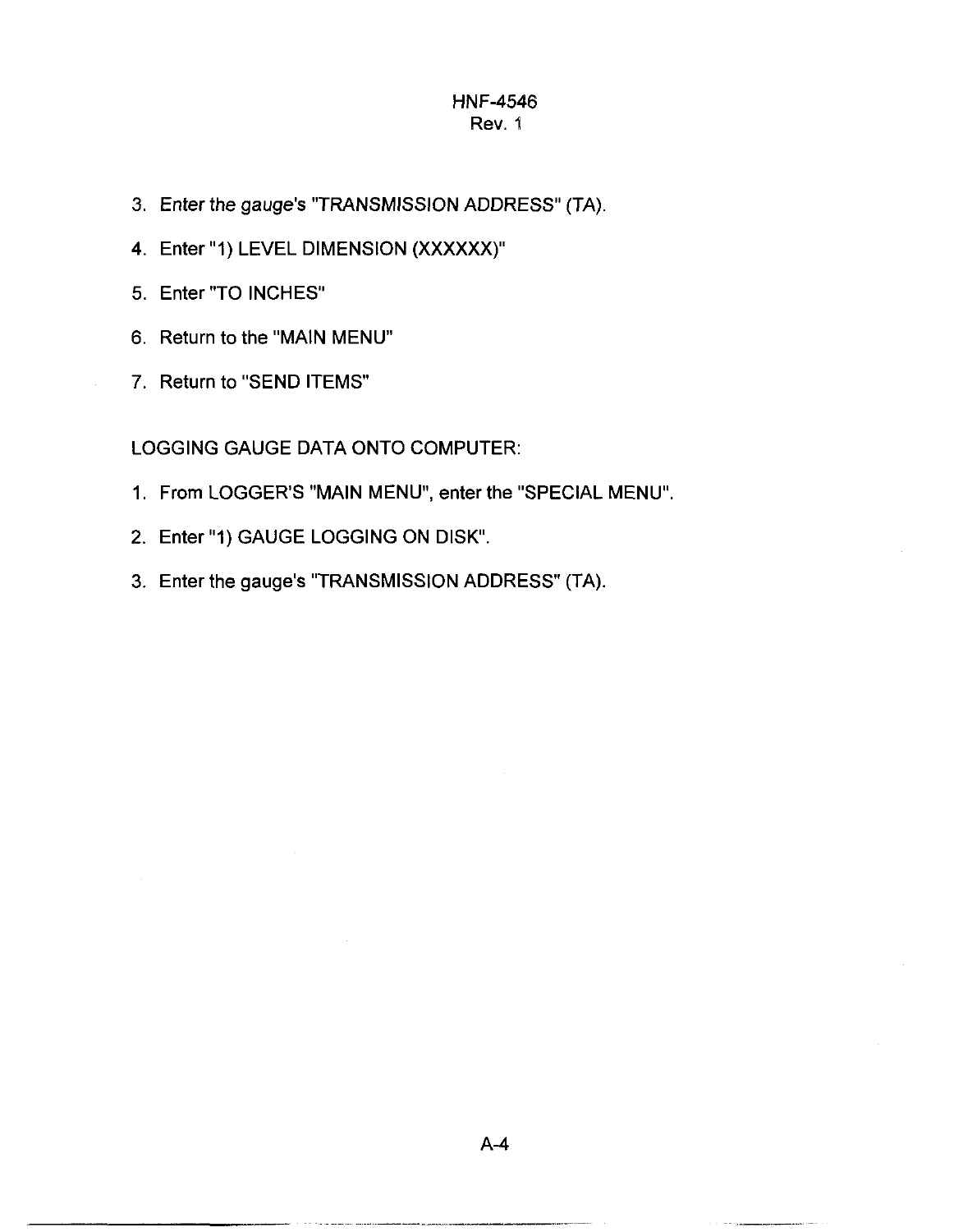3. Enter the *gauge*'s "TRANSMISSION ADDRESS" (TA).
4. Enter "1) LEVEL DIMENSION (XXXXXX)"
5. Enter "TO INCHES"
6. Return to the "MAIN MENU"
7. Return to "SEND ITEMS"

LOGGING GAUGE DATA ONTO COMPUTER:

1. From LOGGER'S "MAIN MENU", enter the "SPECIAL MENU".
2. Enter "1) GAUGE LOGGING ON DISK".
3. Enter the gauge's "TRANSMISSION ADDRESS" (TA).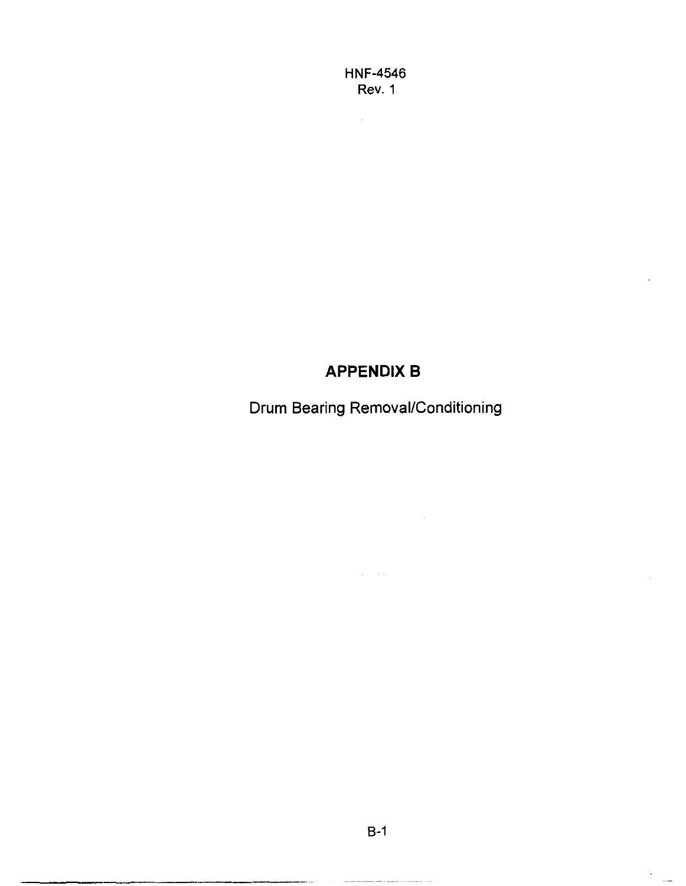# APPENDIX B

Drum Bearing Removal/Conditioning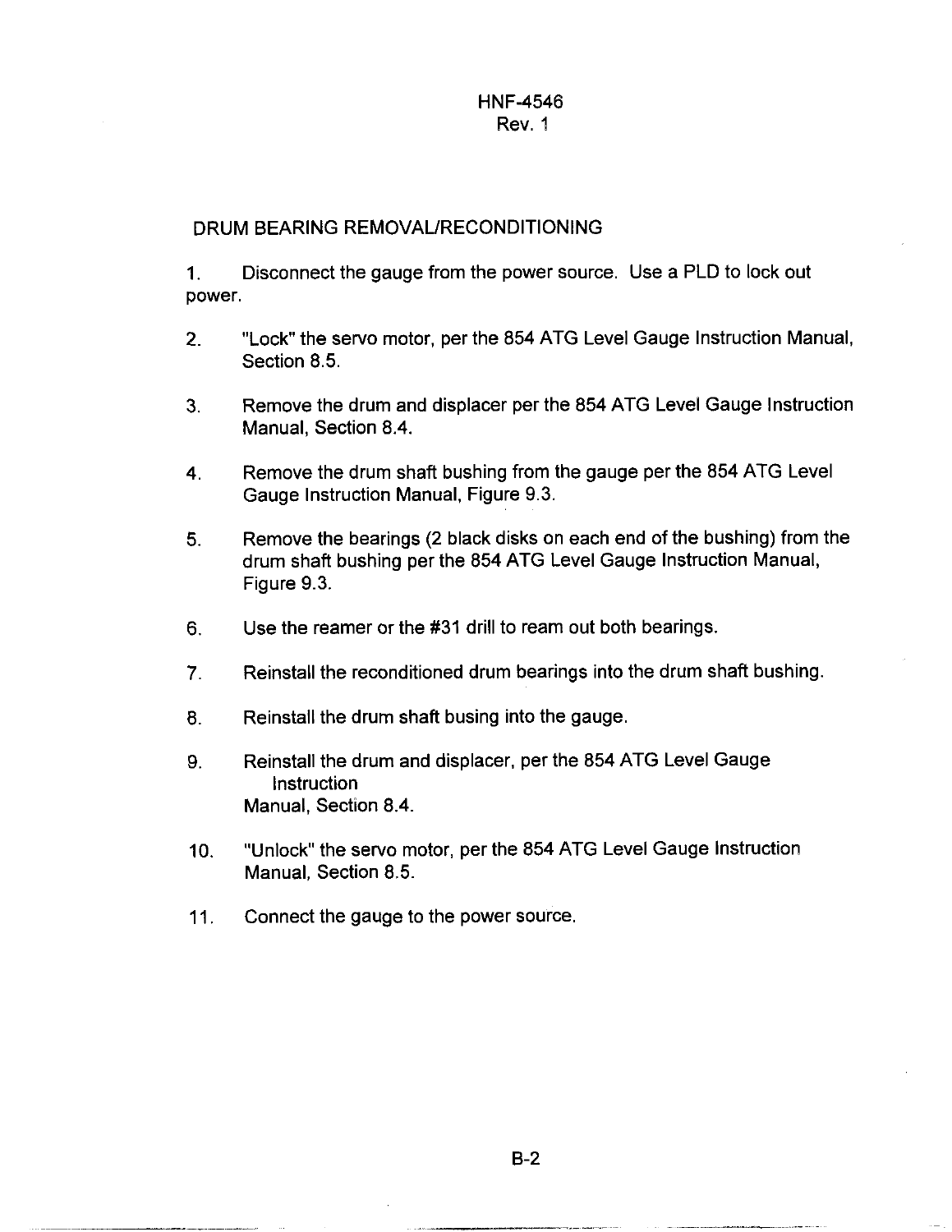## DRUM BEARING REMOVAL/RECONDITIONING

1. Disconnect the gauge from the power source. Use a PLD to lock out power.

2. "Lock" the servo motor, per the 854 ATG Level Gauge Instruction Manual, Section 8.5.

3. Remove the drum and displacer per the 854 ATG Level Gauge Instruction Manual, Section 8.4.

4. Remove the drum shaft bushing from the gauge per the 854 ATG Level Gauge Instruction Manual, Figure 9.3.

5. Remove the bearings (2 black disks on each end of the bushing) from the drum shaft bushing per the 854 ATG Level Gauge Instruction Manual, Figure 9.3.

6. Use the reamer or the #31 drill to ream out both bearings.

7. Reinstall the reconditioned drum bearings into the drum shaft bushing.

8. Reinstall the drum shaft busing into the gauge.

9. Reinstall the drum and displacer, per the 854 ATG Level Gauge Instruction Manual, Section 8.4.

10. "Unlock" the servo motor, per the 854 ATG Level Gauge Instruction Manual, Section 8.5.

11. Connect the gauge to the power source.